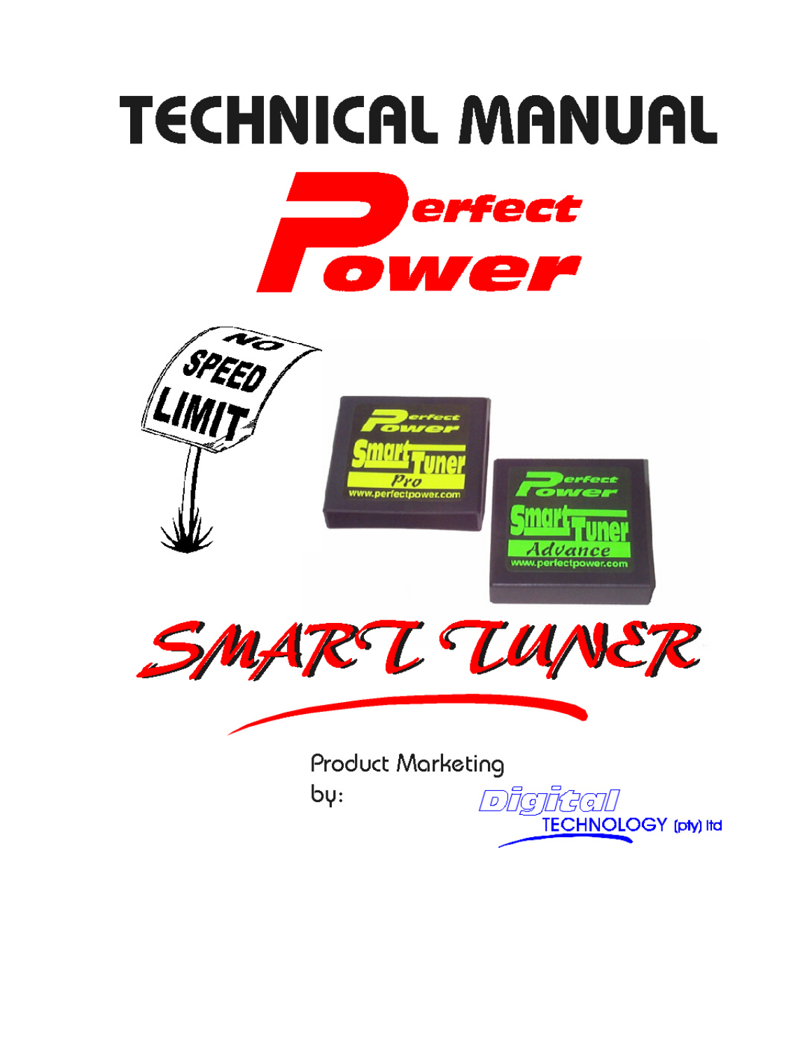# TECHNICAL MANUAL

# Perfect Power

# SMART TUNER

Product Marketing by:

Digital TECHNOLOGY (pty) ltd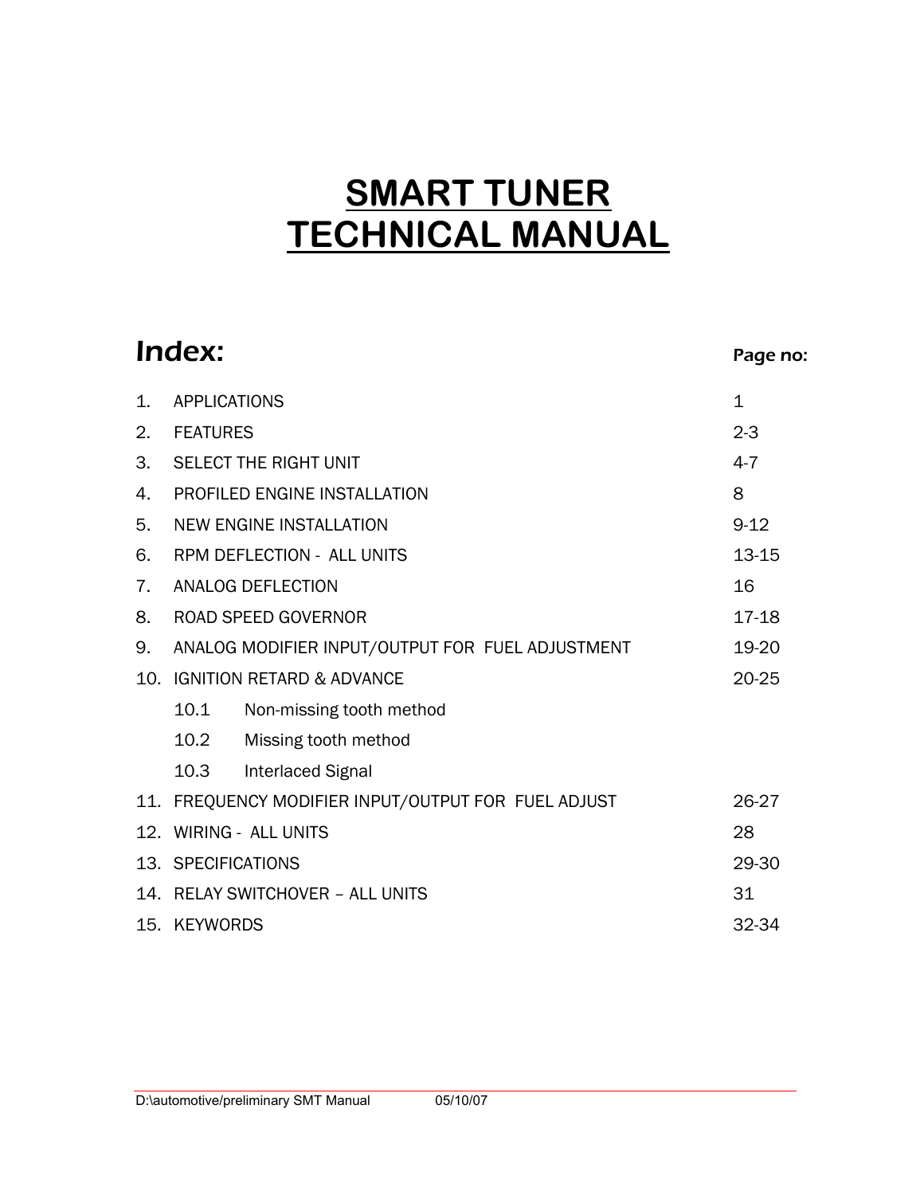# SMART TUNER TECHNICAL MANUAL

## Index:

| | | Page no: |
|---|---|---|
| 1. | APPLICATIONS | 1 |
| 2. | FEATURES | 2-3 |
| 3. | SELECT THE RIGHT UNIT | 4-7 |
| 4. | PROFILED ENGINE INSTALLATION | 8 |
| 5. | NEW ENGINE INSTALLATION | 9-12 |
| 6. | RPM DEFLECTION - ALL UNITS | 13-15 |
| 7. | ANALOG DEFLECTION | 16 |
| 8. | ROAD SPEED GOVERNOR | 17-18 |
| 9. | ANALOG MODIFIER INPUT/OUTPUT FOR FUEL ADJUSTMENT | 19-20 |
| 10. | IGNITION RETARD & ADVANCE | 20-25 |
| | 10.1 Non-missing tooth method | |
| | 10.2 Missing tooth method | |
| | 10.3 Interlaced Signal | |
| 11. | FREQUENCY MODIFIER INPUT/OUTPUT FOR FUEL ADJUST | 26-27 |
| 12. | WIRING - ALL UNITS | 28 |
| 13. | SPECIFICATIONS | 29-30 |
| 14. | RELAY SWITCHOVER – ALL UNITS | 31 |
| 15. | KEYWORDS | 32-34 |

D:\automotive/preliminary SMT Manual 05/10/07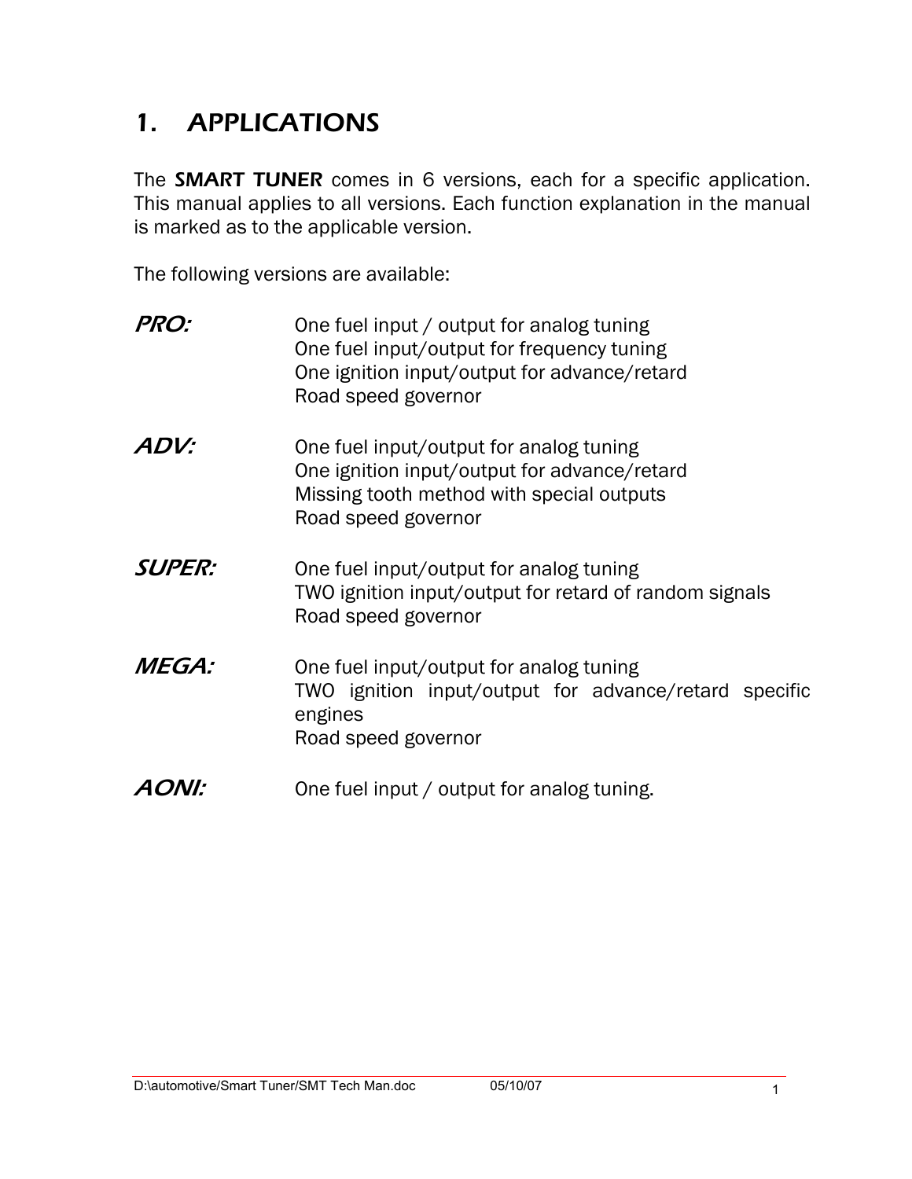# 1. APPLICATIONS

The **SMART TUNER** comes in 6 versions, each for a specific application. This manual applies to all versions. Each function explanation in the manual is marked as to the applicable version.

The following versions are available:

***PRO:***

One fuel input / output for analog tuning
One fuel input/output for frequency tuning
One ignition input/output for advance/retard
Road speed governor

***ADV:***

One fuel input/output for analog tuning
One ignition input/output for advance/retard
Missing tooth method with special outputs
Road speed governor

***SUPER:***

One fuel input/output for analog tuning
TWO ignition input/output for retard of random signals
Road speed governor

***MEGA:***

One fuel input/output for analog tuning
TWO ignition input/output for advance/retard specific engines
Road speed governor

***AONI:***

One fuel input / output for analog tuning.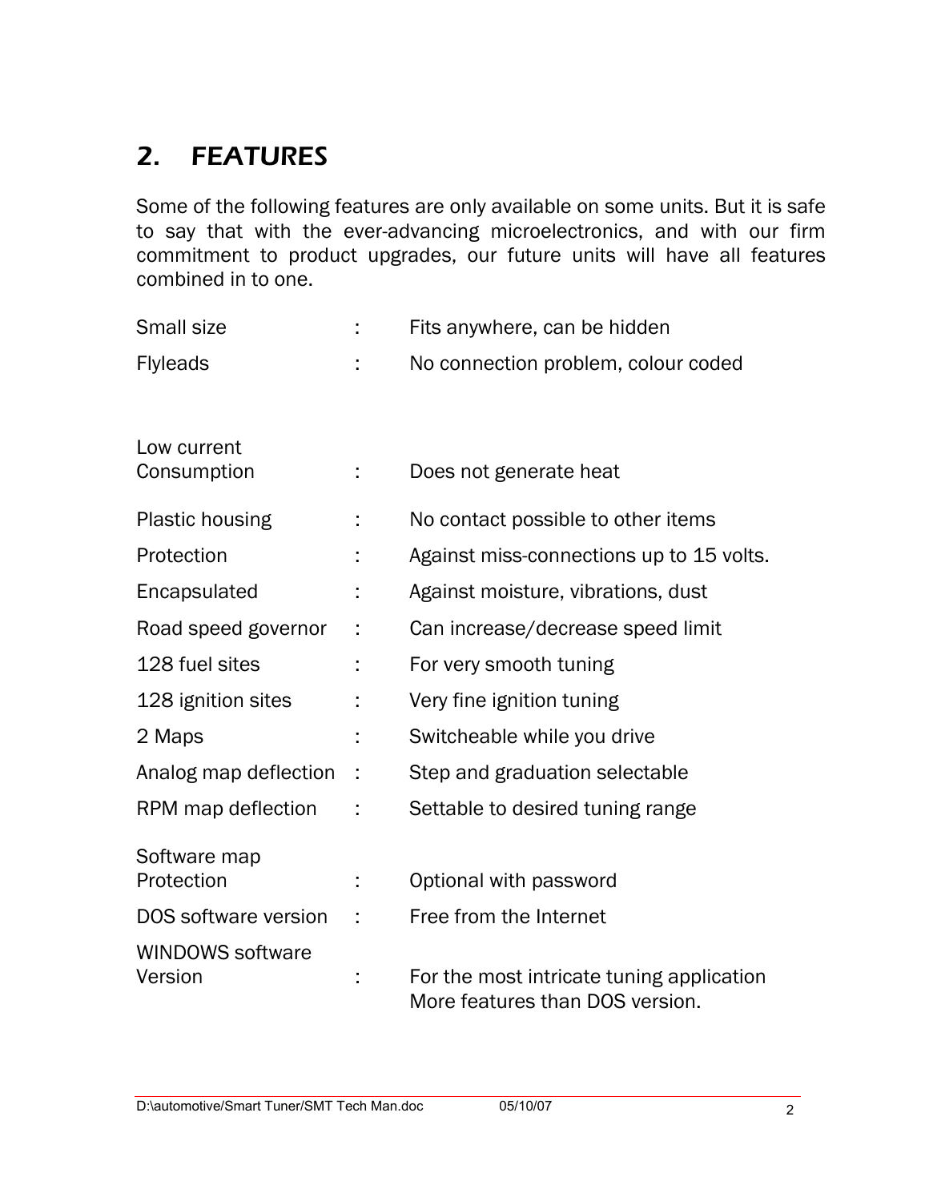## 2. FEATURES

Some of the following features are only available on some units. But it is safe to say that with the ever-advancing microelectronics, and with our firm commitment to product upgrades, our future units will have all features combined in to one.

| Feature | | Description |
|---|---|---|
| Small size | : | Fits anywhere, can be hidden |
| Flyleads | : | No connection problem, colour coded |
| Low current Consumption | : | Does not generate heat |
| Plastic housing | : | No contact possible to other items |
| Protection | : | Against miss-connections up to 15 volts. |
| Encapsulated | : | Against moisture, vibrations, dust |
| Road speed governor | : | Can increase/decrease speed limit |
| 128 fuel sites | : | For very smooth tuning |
| 128 ignition sites | : | Very fine ignition tuning |
| 2 Maps | : | Switcheable while you drive |
| Analog map deflection | : | Step and graduation selectable |
| RPM map deflection | : | Settable to desired tuning range |
| Software map Protection | : | Optional with password |
| DOS software version | : | Free from the Internet |
| WINDOWS software Version | : | For the most intricate tuning application More features than DOS version. |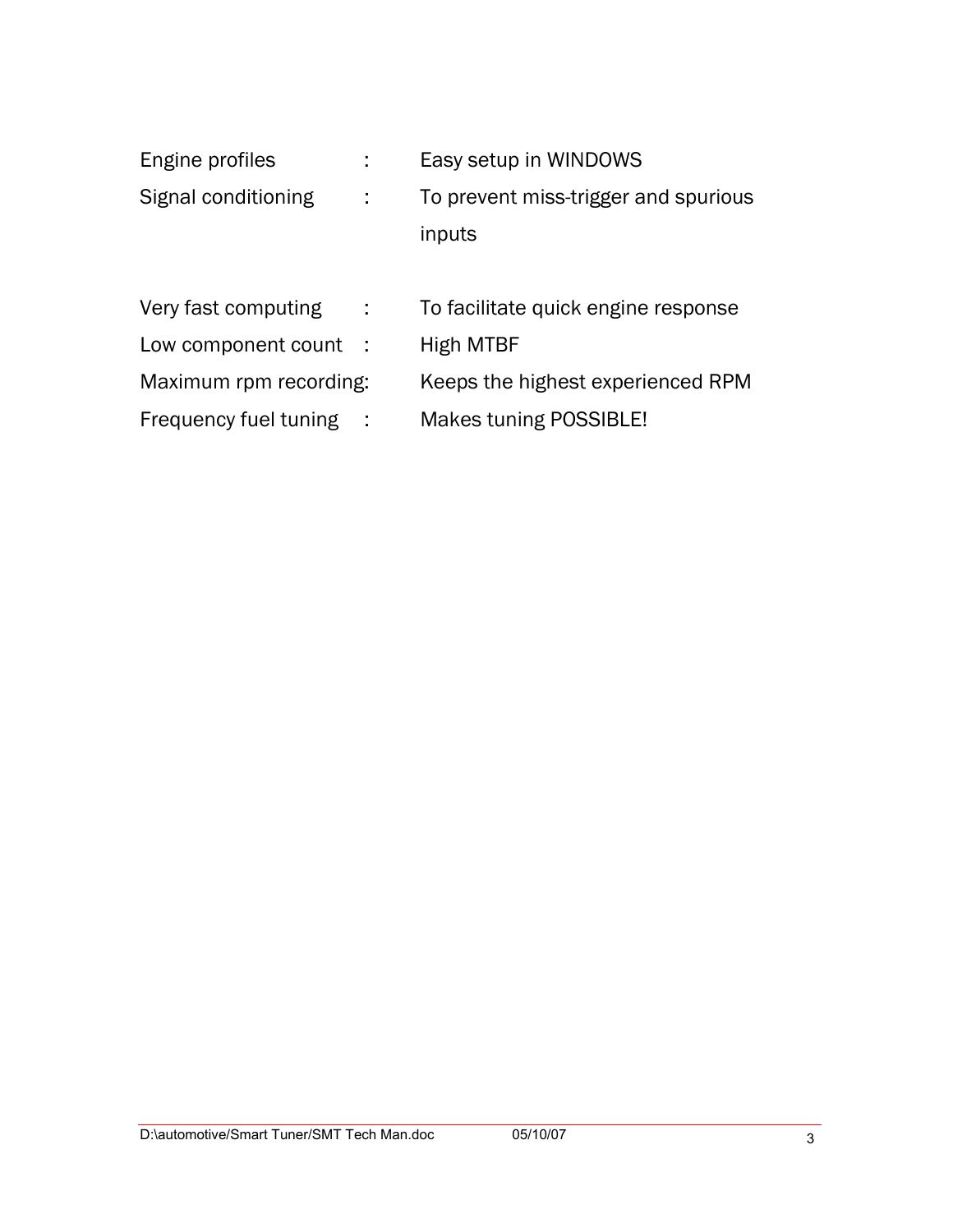Engine profiles : Easy setup in WINDOWS

Signal conditioning : To prevent miss-trigger and spurious inputs

Very fast computing : To facilitate quick engine response

Low component count : High MTBF

Maximum rpm recording: Keeps the highest experienced RPM

Frequency fuel tuning : Makes tuning POSSIBLE!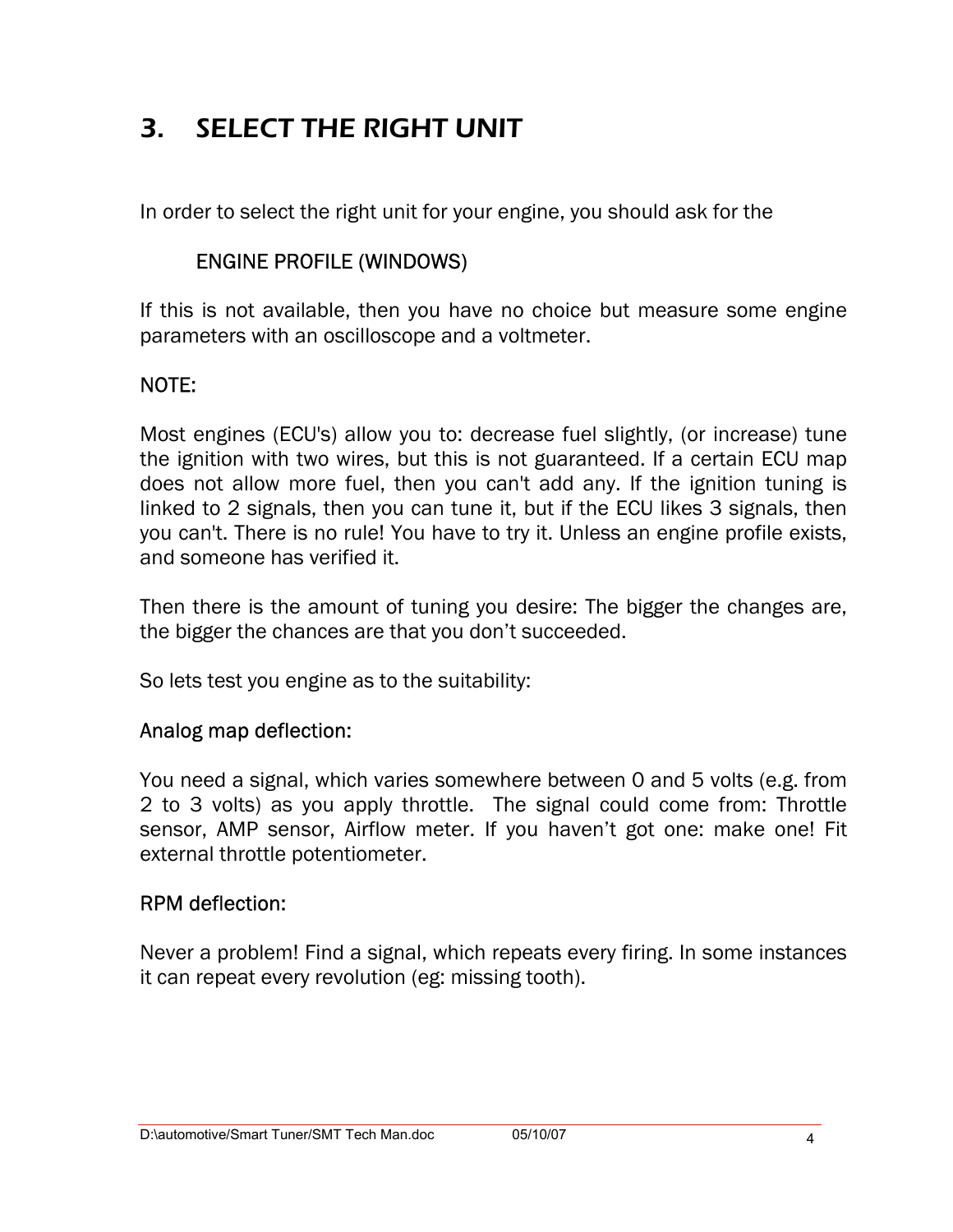# 3. SELECT THE RIGHT UNIT

In order to select the right unit for your engine, you should ask for the

ENGINE PROFILE (WINDOWS)

If this is not available, then you have no choice but measure some engine parameters with an oscilloscope and a voltmeter.

NOTE:

Most engines (ECU's) allow you to: decrease fuel slightly, (or increase) tune the ignition with two wires, but this is not guaranteed. If a certain ECU map does not allow more fuel, then you can't add any. If the ignition tuning is linked to 2 signals, then you can tune it, but if the ECU likes 3 signals, then you can't. There is no rule! You have to try it. Unless an engine profile exists, and someone has verified it.

Then there is the amount of tuning you desire: The bigger the changes are, the bigger the chances are that you don't succeeded.

So lets test you engine as to the suitability:

Analog map deflection:

You need a signal, which varies somewhere between 0 and 5 volts (e.g. from 2 to 3 volts) as you apply throttle. The signal could come from: Throttle sensor, AMP sensor, Airflow meter. If you haven't got one: make one! Fit external throttle potentiometer.

RPM deflection:

Never a problem! Find a signal, which repeats every firing. In some instances it can repeat every revolution (eg: missing tooth).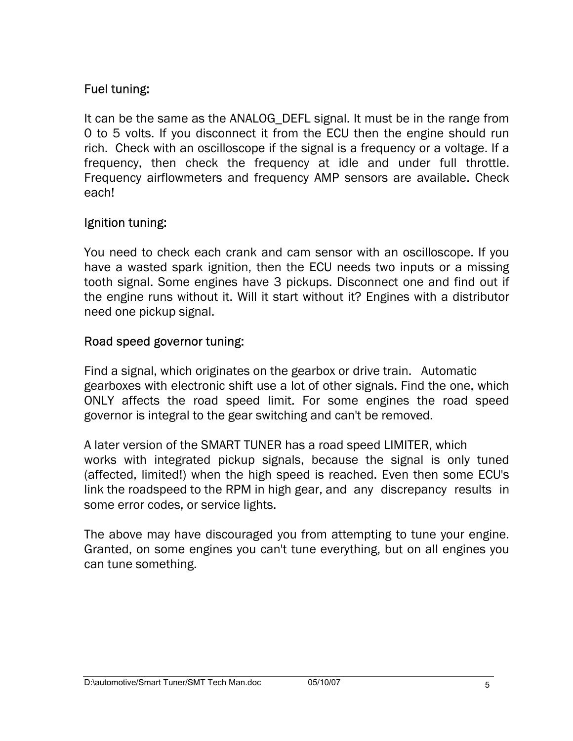## Fuel tuning:

It can be the same as the ANALOG_DEFL signal. It must be in the range from 0 to 5 volts. If you disconnect it from the ECU then the engine should run rich. Check with an oscilloscope if the signal is a frequency or a voltage. If a frequency, then check the frequency at idle and under full throttle. Frequency airflowmeters and frequency AMP sensors are available. Check each!

## Ignition tuning:

You need to check each crank and cam sensor with an oscilloscope. If you have a wasted spark ignition, then the ECU needs two inputs or a missing tooth signal. Some engines have 3 pickups. Disconnect one and find out if the engine runs without it. Will it start without it? Engines with a distributor need one pickup signal.

## Road speed governor tuning:

Find a signal, which originates on the gearbox or drive train. Automatic gearboxes with electronic shift use a lot of other signals. Find the one, which ONLY affects the road speed limit. For some engines the road speed governor is integral to the gear switching and can't be removed.

A later version of the SMART TUNER has a road speed LIMITER, which works with integrated pickup signals, because the signal is only tuned (affected, limited!) when the high speed is reached. Even then some ECU's link the roadspeed to the RPM in high gear, and any discrepancy results in some error codes, or service lights.

The above may have discouraged you from attempting to tune your engine. Granted, on some engines you can't tune everything, but on all engines you can tune something.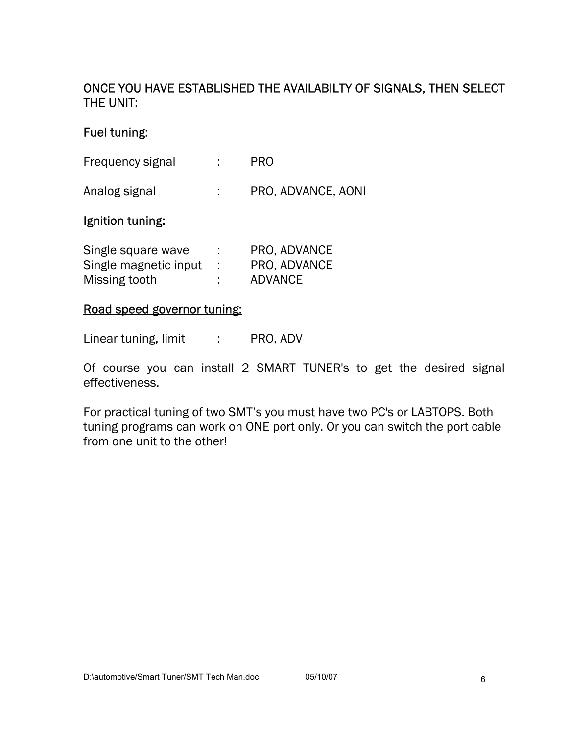ONCE YOU HAVE ESTABLISHED THE AVAILABILTY OF SIGNALS, THEN SELECT THE UNIT:

<u>Fuel tuning:</u>

Frequency signal : PRO

Analog signal : PRO, ADVANCE, AONI

<u>Ignition tuning:</u>

Single square wave : PRO, ADVANCE
Single magnetic input : PRO, ADVANCE
Missing tooth : ADVANCE

<u>Road speed governor tuning:</u>

Linear tuning, limit : PRO, ADV

Of course you can install 2 SMART TUNER's to get the desired signal effectiveness.

For practical tuning of two SMT's you must have two PC's or LABTOPS. Both tuning programs can work on ONE port only. Or you can switch the port cable from one unit to the other!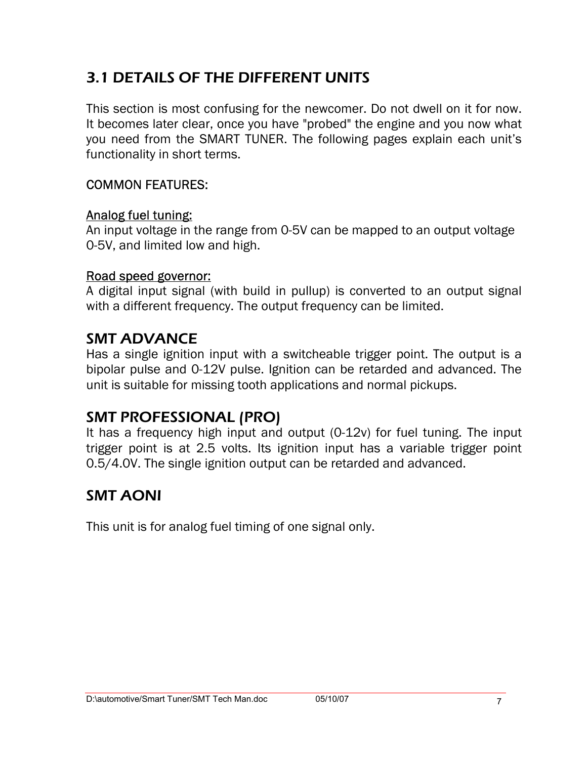## 3.1 DETAILS OF THE DIFFERENT UNITS

This section is most confusing for the newcomer. Do not dwell on it for now. It becomes later clear, once you have "probed" the engine and you now what you need from the SMART TUNER. The following pages explain each unit's functionality in short terms.

COMMON FEATURES:

Analog fuel tuning:
An input voltage in the range from 0-5V can be mapped to an output voltage 0-5V, and limited low and high.

Road speed governor:
A digital input signal (with build in pullup) is converted to an output signal with a different frequency. The output frequency can be limited.

### SMT ADVANCE

Has a single ignition input with a switcheable trigger point. The output is a bipolar pulse and 0-12V pulse. Ignition can be retarded and advanced. The unit is suitable for missing tooth applications and normal pickups.

### SMT PROFESSIONAL (PRO)

It has a frequency high input and output (0-12v) for fuel tuning. The input trigger point is at 2.5 volts. Its ignition input has a variable trigger point 0.5/4.0V. The single ignition output can be retarded and advanced.

### SMT AONI

This unit is for analog fuel timing of one signal only.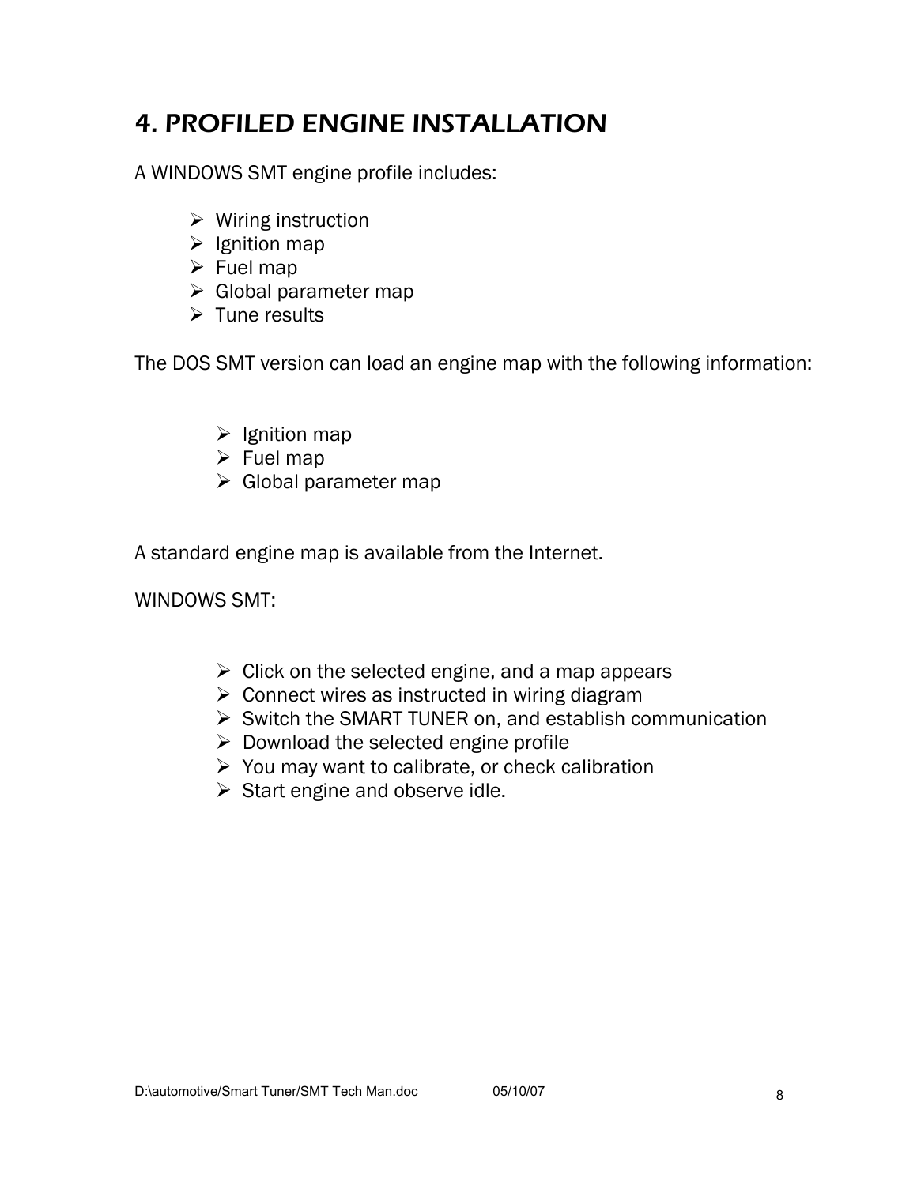# 4. PROFILED ENGINE INSTALLATION

A WINDOWS SMT engine profile includes:

- Wiring instruction
- Ignition map
- Fuel map
- Global parameter map
- Tune results

The DOS SMT version can load an engine map with the following information:

- Ignition map
- Fuel map
- Global parameter map

A standard engine map is available from the Internet.

WINDOWS SMT:

- Click on the selected engine, and a map appears
- Connect wires as instructed in wiring diagram
- Switch the SMART TUNER on, and establish communication
- Download the selected engine profile
- You may want to calibrate, or check calibration
- Start engine and observe idle.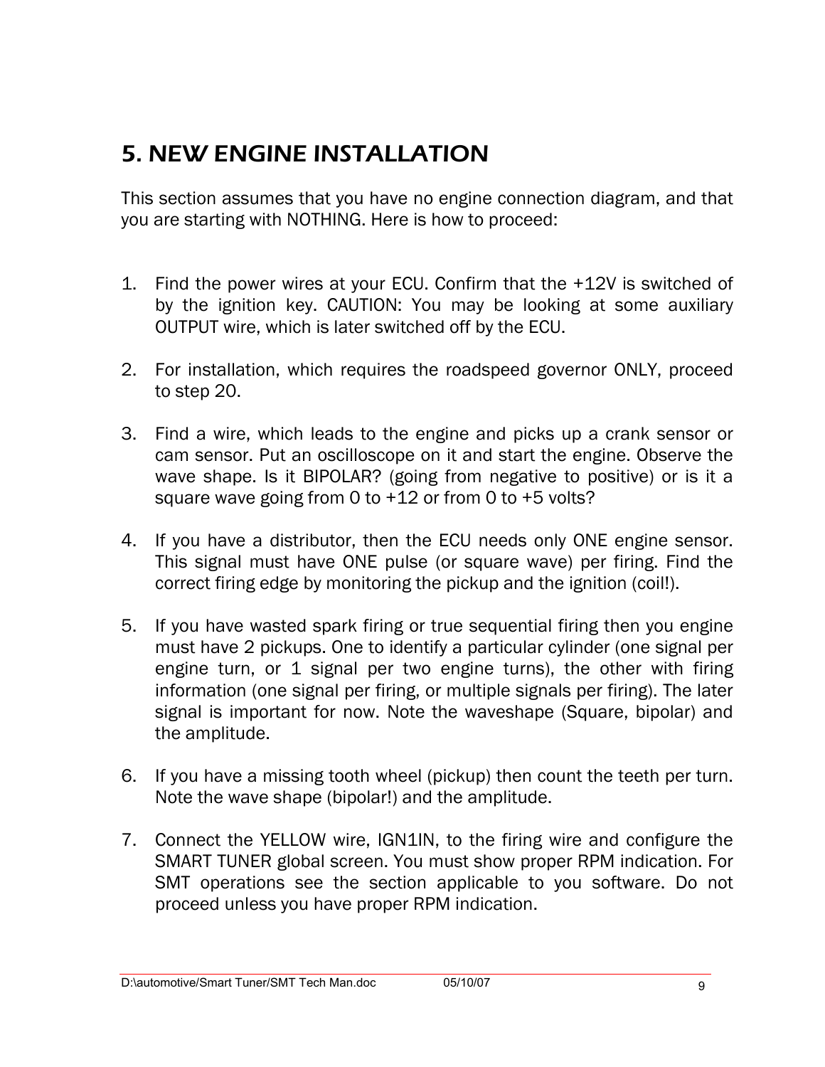# 5. NEW ENGINE INSTALLATION

This section assumes that you have no engine connection diagram, and that you are starting with NOTHING. Here is how to proceed:

1. Find the power wires at your ECU. Confirm that the +12V is switched of by the ignition key. CAUTION: You may be looking at some auxiliary OUTPUT wire, which is later switched off by the ECU.

2. For installation, which requires the roadspeed governor ONLY, proceed to step 20.

3. Find a wire, which leads to the engine and picks up a crank sensor or cam sensor. Put an oscilloscope on it and start the engine. Observe the wave shape. Is it BIPOLAR? (going from negative to positive) or is it a square wave going from 0 to +12 or from 0 to +5 volts?

4. If you have a distributor, then the ECU needs only ONE engine sensor. This signal must have ONE pulse (or square wave) per firing. Find the correct firing edge by monitoring the pickup and the ignition (coil!).

5. If you have wasted spark firing or true sequential firing then you engine must have 2 pickups. One to identify a particular cylinder (one signal per engine turn, or 1 signal per two engine turns), the other with firing information (one signal per firing, or multiple signals per firing). The later signal is important for now. Note the waveshape (Square, bipolar) and the amplitude.

6. If you have a missing tooth wheel (pickup) then count the teeth per turn. Note the wave shape (bipolar!) and the amplitude.

7. Connect the YELLOW wire, IGN1IN, to the firing wire and configure the SMART TUNER global screen. You must show proper RPM indication. For SMT operations see the section applicable to you software. Do not proceed unless you have proper RPM indication.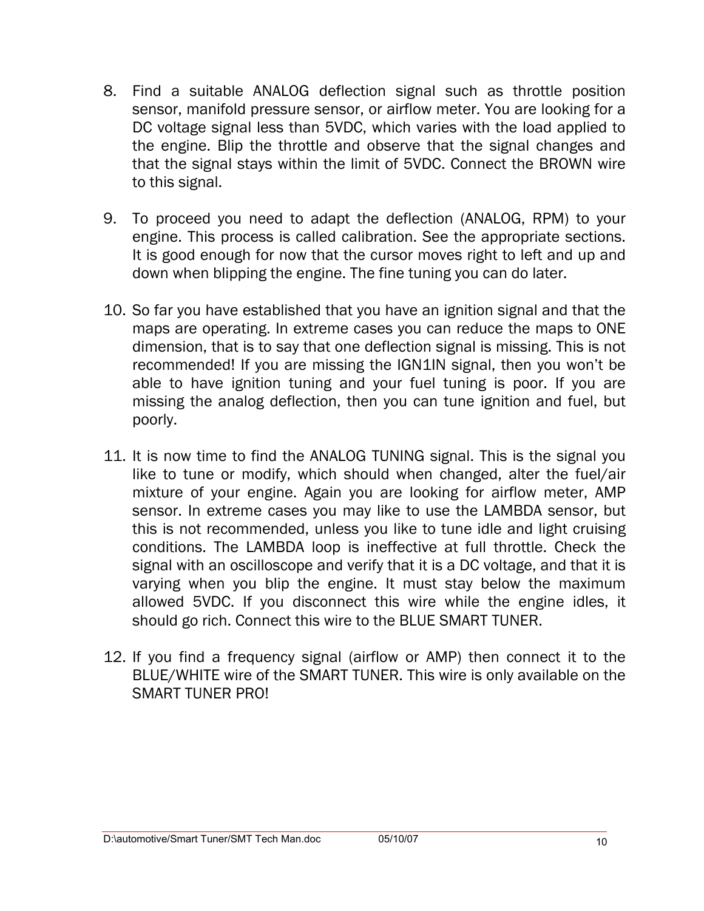8. Find a suitable ANALOG deflection signal such as throttle position sensor, manifold pressure sensor, or airflow meter. You are looking for a DC voltage signal less than 5VDC, which varies with the load applied to the engine. Blip the throttle and observe that the signal changes and that the signal stays within the limit of 5VDC. Connect the BROWN wire to this signal.

9. To proceed you need to adapt the deflection (ANALOG, RPM) to your engine. This process is called calibration. See the appropriate sections. It is good enough for now that the cursor moves right to left and up and down when blipping the engine. The fine tuning you can do later.

10. So far you have established that you have an ignition signal and that the maps are operating. In extreme cases you can reduce the maps to ONE dimension, that is to say that one deflection signal is missing. This is not recommended! If you are missing the IGN1IN signal, then you won't be able to have ignition tuning and your fuel tuning is poor. If you are missing the analog deflection, then you can tune ignition and fuel, but poorly.

11. It is now time to find the ANALOG TUNING signal. This is the signal you like to tune or modify, which should when changed, alter the fuel/air mixture of your engine. Again you are looking for airflow meter, AMP sensor. In extreme cases you may like to use the LAMBDA sensor, but this is not recommended, unless you like to tune idle and light cruising conditions. The LAMBDA loop is ineffective at full throttle. Check the signal with an oscilloscope and verify that it is a DC voltage, and that it is varying when you blip the engine. It must stay below the maximum allowed 5VDC. If you disconnect this wire while the engine idles, it should go rich. Connect this wire to the BLUE SMART TUNER.

12. If you find a frequency signal (airflow or AMP) then connect it to the BLUE/WHITE wire of the SMART TUNER. This wire is only available on the SMART TUNER PRO!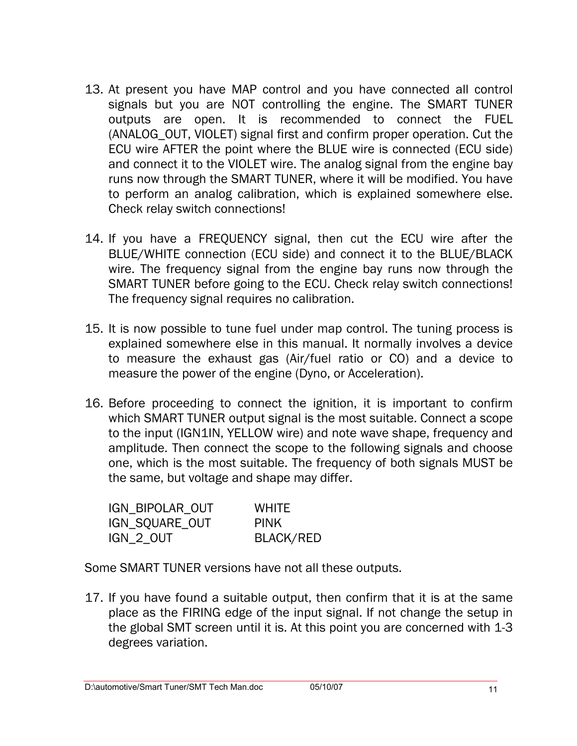13. At present you have MAP control and you have connected all control signals but you are NOT controlling the engine. The SMART TUNER outputs are open. It is recommended to connect the FUEL (ANALOG_OUT, VIOLET) signal first and confirm proper operation. Cut the ECU wire AFTER the point where the BLUE wire is connected (ECU side) and connect it to the VIOLET wire. The analog signal from the engine bay runs now through the SMART TUNER, where it will be modified. You have to perform an analog calibration, which is explained somewhere else. Check relay switch connections!

14. If you have a FREQUENCY signal, then cut the ECU wire after the BLUE/WHITE connection (ECU side) and connect it to the BLUE/BLACK wire. The frequency signal from the engine bay runs now through the SMART TUNER before going to the ECU. Check relay switch connections! The frequency signal requires no calibration.

15. It is now possible to tune fuel under map control. The tuning process is explained somewhere else in this manual. It normally involves a device to measure the exhaust gas (Air/fuel ratio or CO) and a device to measure the power of the engine (Dyno, or Acceleration).

16. Before proceeding to connect the ignition, it is important to confirm which SMART TUNER output signal is the most suitable. Connect a scope to the input (IGN1IN, YELLOW wire) and note wave shape, frequency and amplitude. Then connect the scope to the following signals and choose one, which is the most suitable. The frequency of both signals MUST be the same, but voltage and shape may differ.

| | |
|---|---|
| IGN_BIPOLAR_OUT | WHITE |
| IGN_SQUARE_OUT | PINK |
| IGN_2_OUT | BLACK/RED |

Some SMART TUNER versions have not all these outputs.

17. If you have found a suitable output, then confirm that it is at the same place as the FIRING edge of the input signal. If not change the setup in the global SMT screen until it is. At this point you are concerned with 1-3 degrees variation.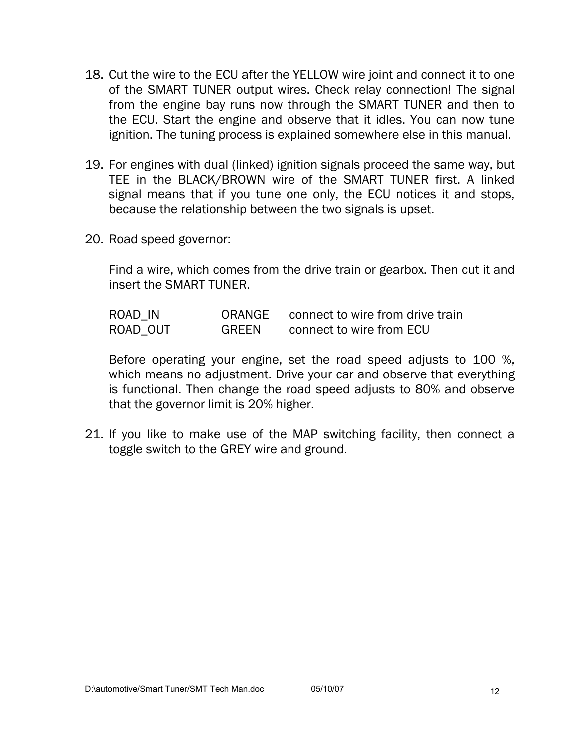18. Cut the wire to the ECU after the YELLOW wire joint and connect it to one of the SMART TUNER output wires. Check relay connection! The signal from the engine bay runs now through the SMART TUNER and then to the ECU. Start the engine and observe that it idles. You can now tune ignition. The tuning process is explained somewhere else in this manual.

19. For engines with dual (linked) ignition signals proceed the same way, but TEE in the BLACK/BROWN wire of the SMART TUNER first. A linked signal means that if you tune one only, the ECU notices it and stops, because the relationship between the two signals is upset.

20. Road speed governor:

    Find a wire, which comes from the drive train or gearbox. Then cut it and insert the SMART TUNER.

    | | | |
    |---|---|---|
    | ROAD_IN | ORANGE | connect to wire from drive train |
    | ROAD_OUT | GREEN | connect to wire from ECU |

    Before operating your engine, set the road speed adjusts to 100 %, which means no adjustment. Drive your car and observe that everything is functional. Then change the road speed adjusts to 80% and observe that the governor limit is 20% higher.

21. If you like to make use of the MAP switching facility, then connect a toggle switch to the GREY wire and ground.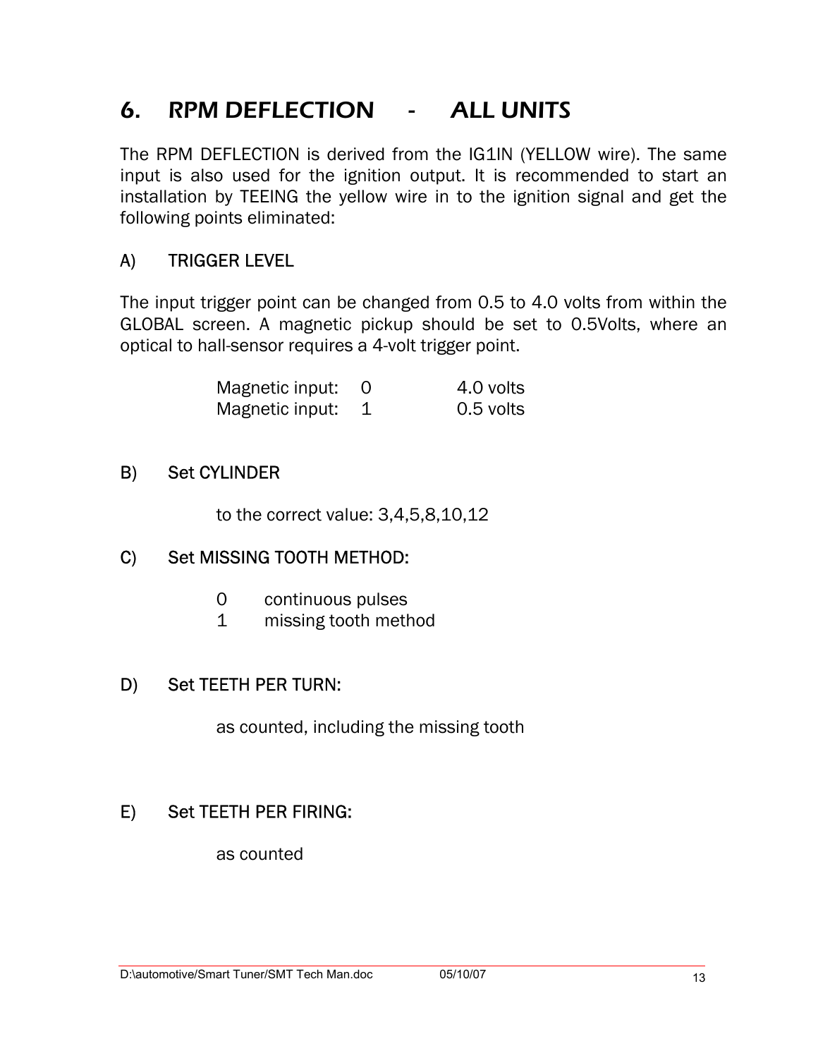# 6. RPM DEFLECTION - ALL UNITS

The RPM DEFLECTION is derived from the IG1IN (YELLOW wire). The same input is also used for the ignition output. It is recommended to start an installation by TEEING the yellow wire in to the ignition signal and get the following points eliminated:

## A) TRIGGER LEVEL

The input trigger point can be changed from 0.5 to 4.0 volts from within the GLOBAL screen. A magnetic pickup should be set to 0.5Volts, where an optical to hall-sensor requires a 4-volt trigger point.

| | | |
|---|---|---|
| Magnetic input: | 0 | 4.0 volts |
| Magnetic input: | 1 | 0.5 volts |

## B) Set CYLINDER

to the correct value: 3,4,5,8,10,12

## C) Set MISSING TOOTH METHOD:

- 0 continuous pulses
- 1 missing tooth method

## D) Set TEETH PER TURN:

as counted, including the missing tooth

## E) Set TEETH PER FIRING:

as counted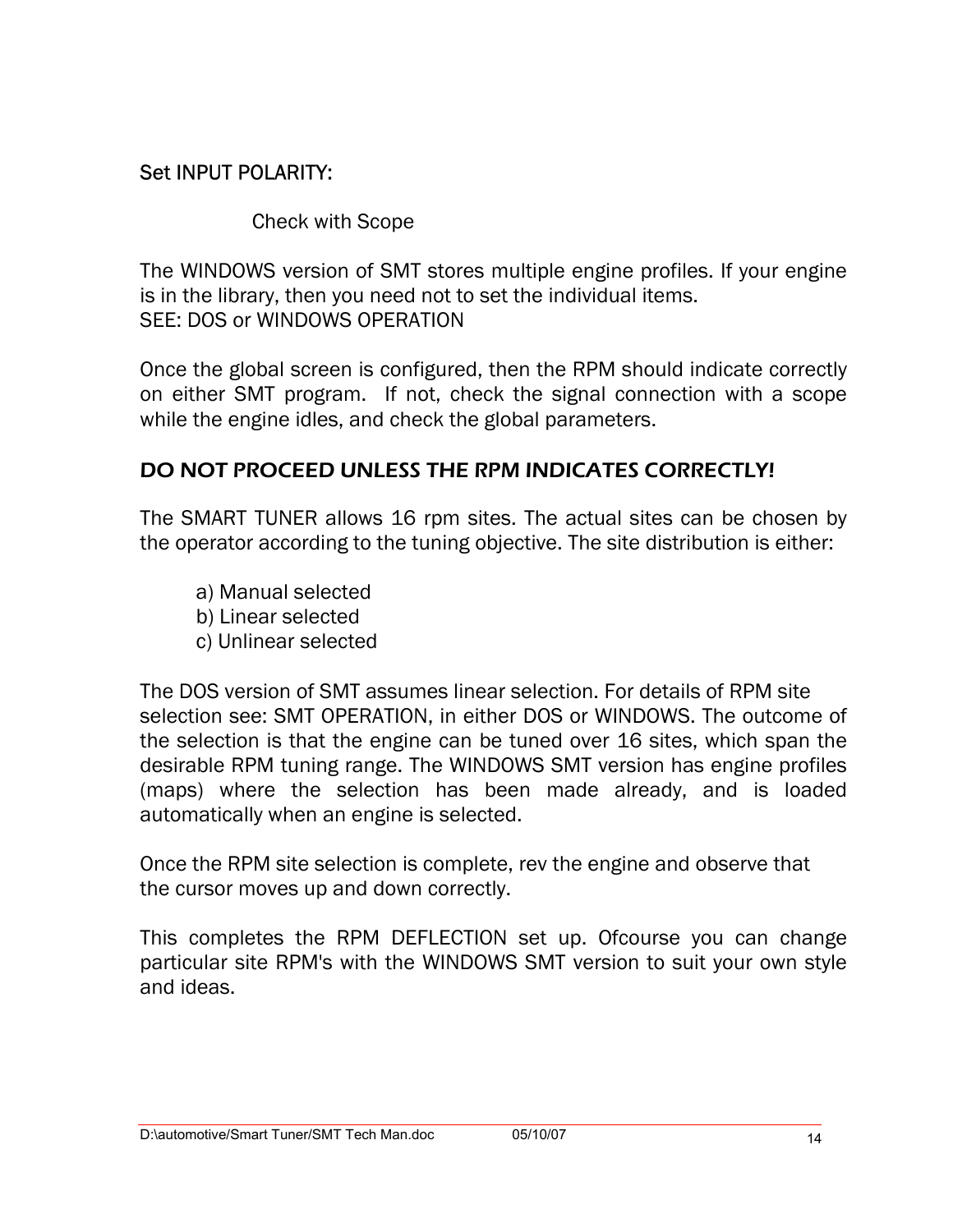Set INPUT POLARITY:

Check with Scope

The WINDOWS version of SMT stores multiple engine profiles. If your engine is in the library, then you need not to set the individual items.
SEE: DOS or WINDOWS OPERATION

Once the global screen is configured, then the RPM should indicate correctly on either SMT program. If not, check the signal connection with a scope while the engine idles, and check the global parameters.

## DO NOT PROCEED UNLESS THE RPM INDICATES CORRECTLY!

The SMART TUNER allows 16 rpm sites. The actual sites can be chosen by the operator according to the tuning objective. The site distribution is either:

a) Manual selected
b) Linear selected
c) Unlinear selected

The DOS version of SMT assumes linear selection. For details of RPM site selection see: SMT OPERATION, in either DOS or WINDOWS. The outcome of the selection is that the engine can be tuned over 16 sites, which span the desirable RPM tuning range. The WINDOWS SMT version has engine profiles (maps) where the selection has been made already, and is loaded automatically when an engine is selected.

Once the RPM site selection is complete, rev the engine and observe that the cursor moves up and down correctly.

This completes the RPM DEFLECTION set up. Ofcourse you can change particular site RPM's with the WINDOWS SMT version to suit your own style and ideas.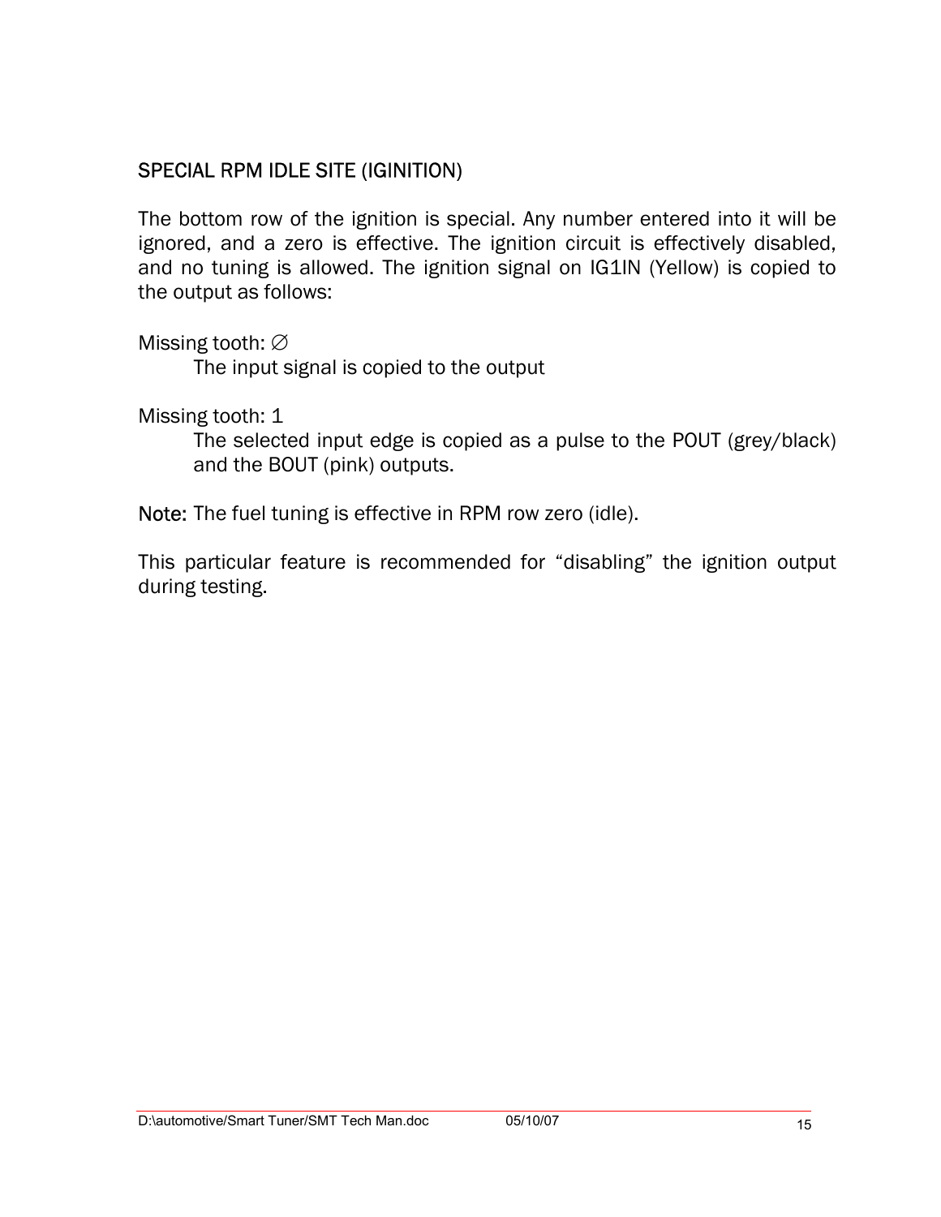## SPECIAL RPM IDLE SITE (IGINITION)

The bottom row of the ignition is special. Any number entered into it will be ignored, and a zero is effective. The ignition circuit is effectively disabled, and no tuning is allowed. The ignition signal on IG1IN (Yellow) is copied to the output as follows:

Missing tooth: ∅

The input signal is copied to the output

Missing tooth: 1

The selected input edge is copied as a pulse to the POUT (grey/black) and the BOUT (pink) outputs.

**Note:** The fuel tuning is effective in RPM row zero (idle).

This particular feature is recommended for "disabling" the ignition output during testing.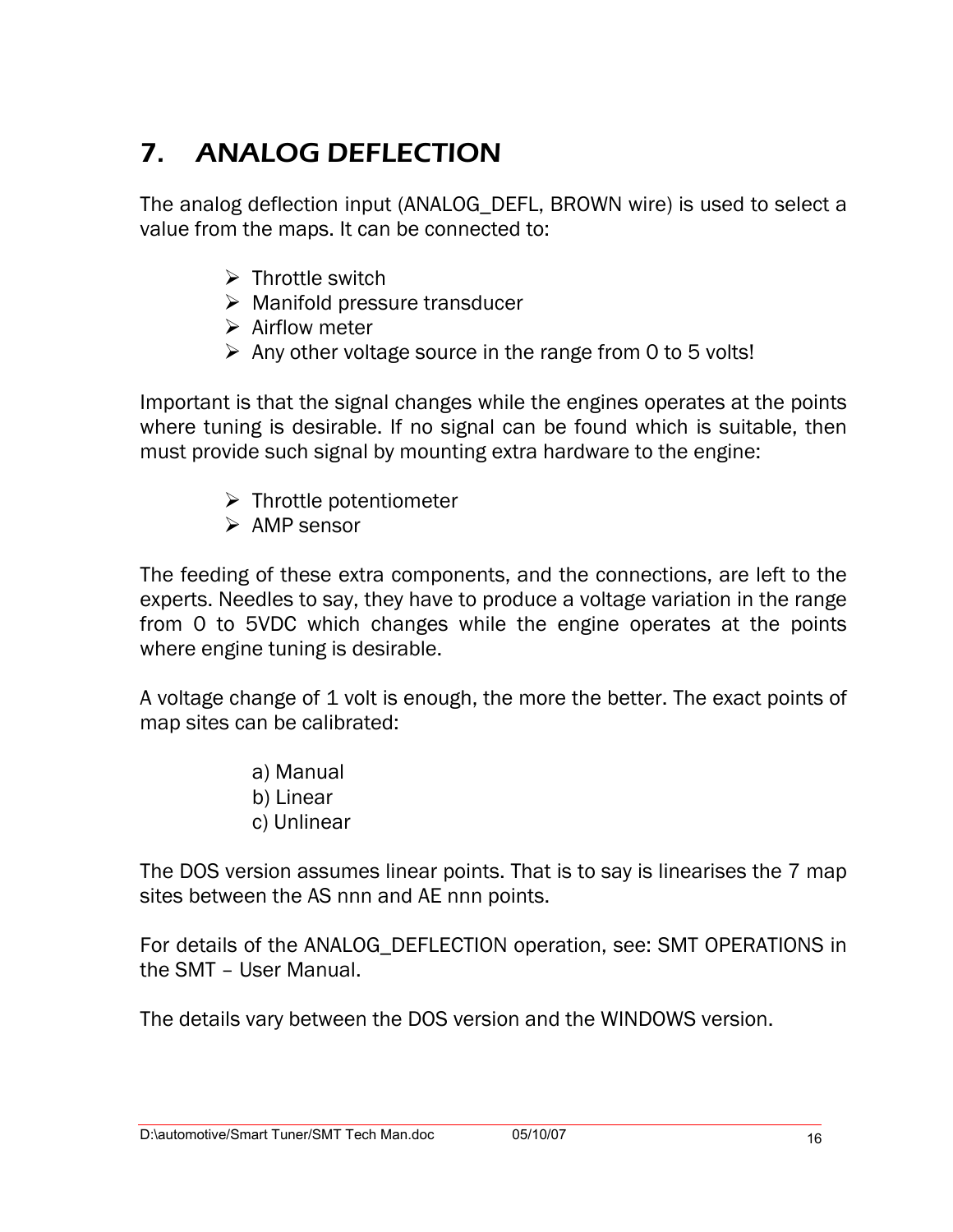# 7. ANALOG DEFLECTION

The analog deflection input (ANALOG_DEFL, BROWN wire) is used to select a value from the maps. It can be connected to:

- Throttle switch
- Manifold pressure transducer
- Airflow meter
- Any other voltage source in the range from 0 to 5 volts!

Important is that the signal changes while the engines operates at the points where tuning is desirable. If no signal can be found which is suitable, then must provide such signal by mounting extra hardware to the engine:

- Throttle potentiometer
- AMP sensor

The feeding of these extra components, and the connections, are left to the experts. Needles to say, they have to produce a voltage variation in the range from 0 to 5VDC which changes while the engine operates at the points where engine tuning is desirable.

A voltage change of 1 volt is enough, the more the better. The exact points of map sites can be calibrated:

a) Manual
b) Linear
c) Unlinear

The DOS version assumes linear points. That is to say is linearises the 7 map sites between the AS nnn and AE nnn points.

For details of the ANALOG_DEFLECTION operation, see: SMT OPERATIONS in the SMT – User Manual.

The details vary between the DOS version and the WINDOWS version.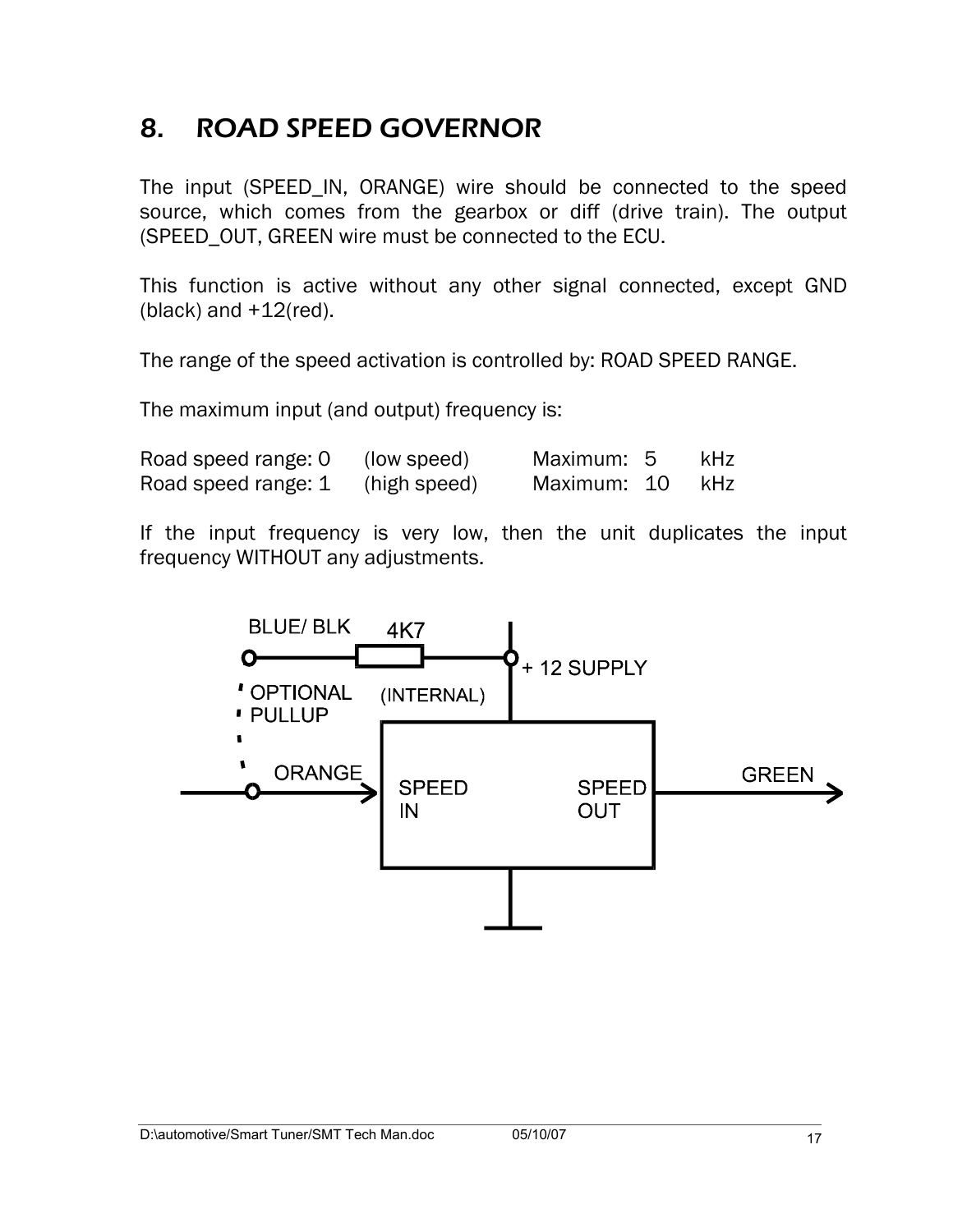# 8. ROAD SPEED GOVERNOR

The input (SPEED_IN, ORANGE) wire should be connected to the speed source, which comes from the gearbox or diff (drive train). The output (SPEED_OUT, GREEN wire must be connected to the ECU.

This function is active without any other signal connected, except GND (black) and +12(red).

The range of the speed activation is controlled by: ROAD SPEED RANGE.

The maximum input (and output) frequency is:

| | | | | |
|---|---|---|---|---|
| Road speed range: 0 | (low speed) | Maximum: | 5 | kHz |
| Road speed range: 1 | (high speed) | Maximum: | 10 | kHz |

If the input frequency is very low, then the unit duplicates the input frequency WITHOUT any adjustments.

BLUE/ BLK 4K7 + 12 SUPPLY
OPTIONAL PULLUP (INTERNAL)
ORANGE SPEED IN SPEED OUT GREEN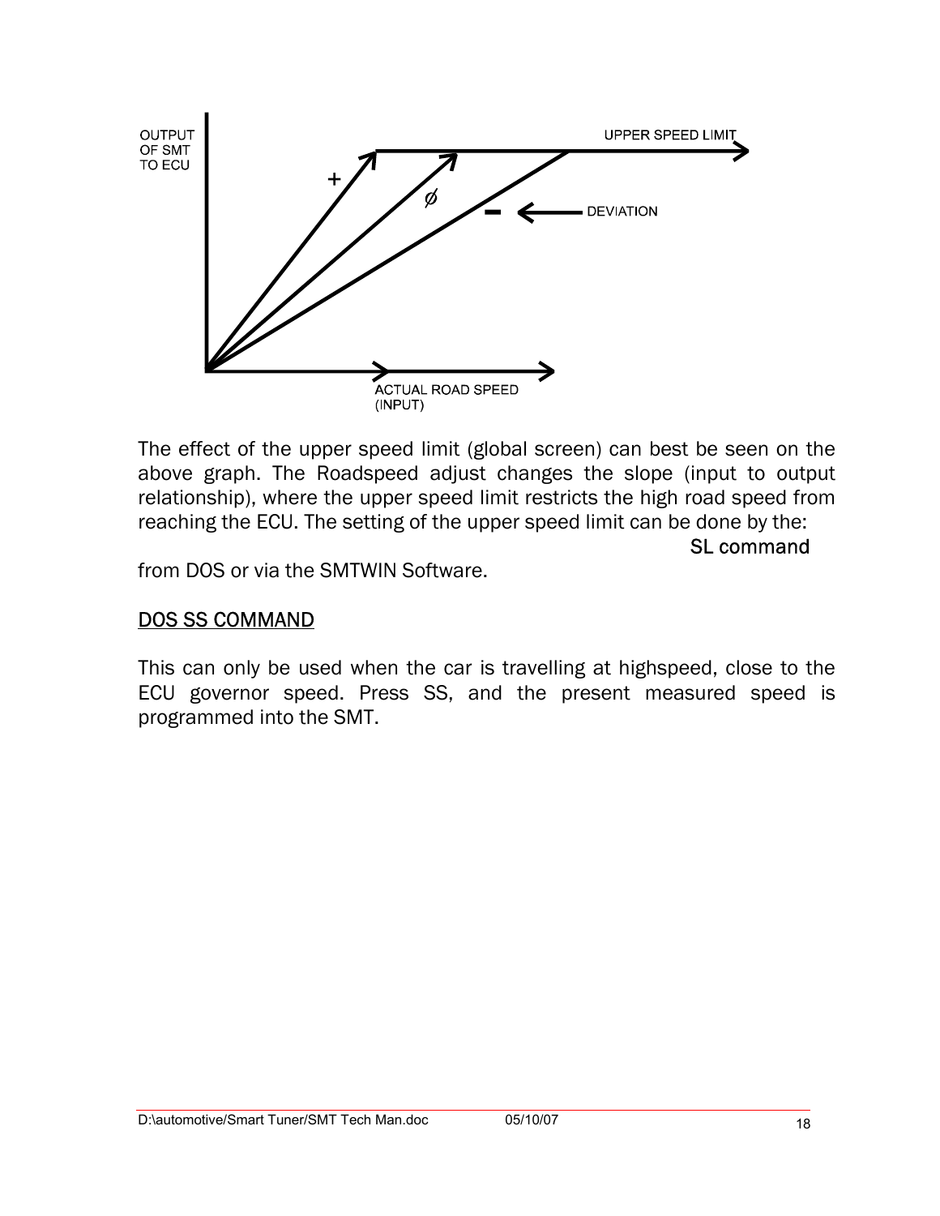The effect of the upper speed limit (global screen) can best be seen on the above graph. The Roadspeed adjust changes the slope (input to output relationship), where the upper speed limit restricts the high road speed from reaching the ECU. The setting of the upper speed limit can be done by the:

SL command

from DOS or via the SMTWIN Software.

## DOS SS COMMAND

This can only be used when the car is travelling at highspeed, close to the ECU governor speed. Press SS, and the present measured speed is programmed into the SMT.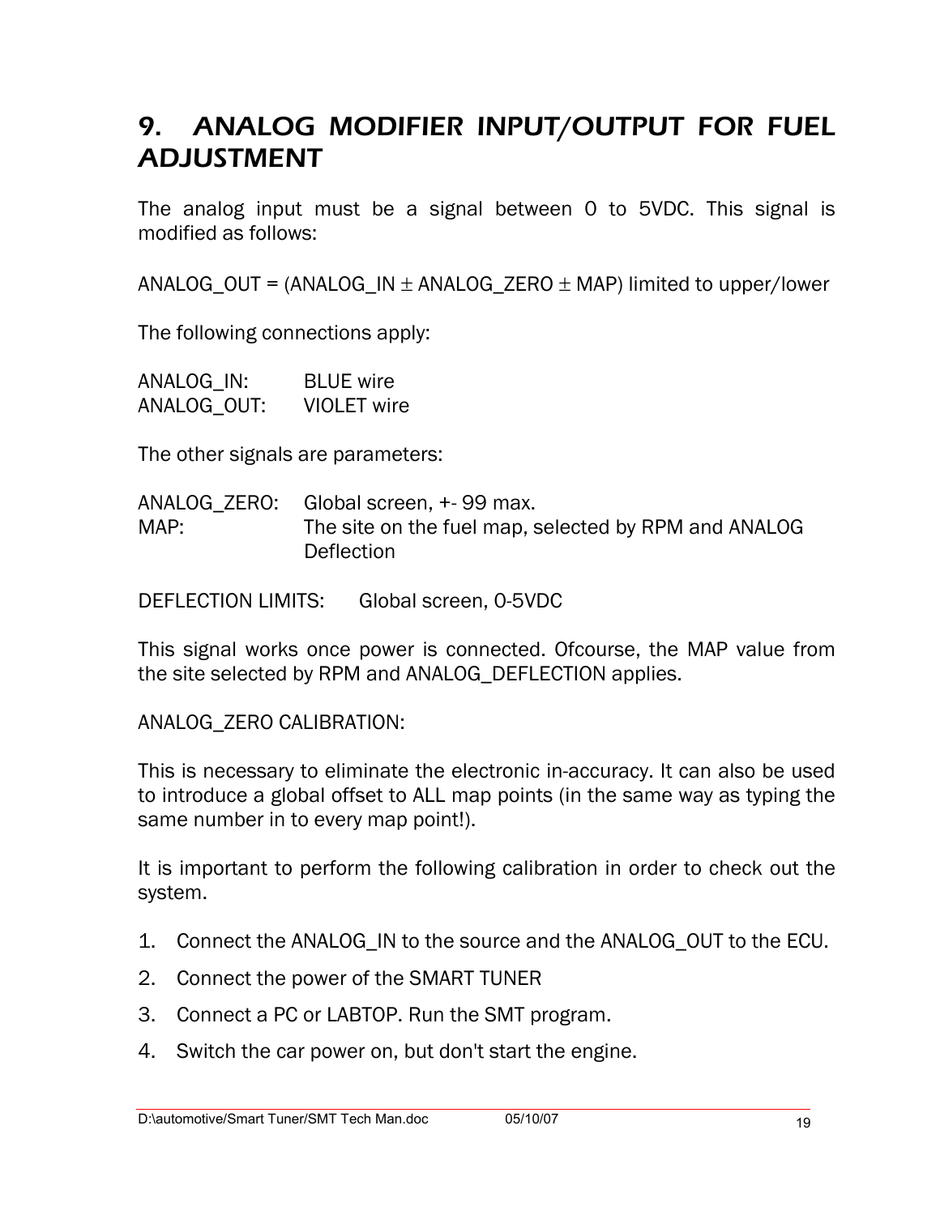# 9. ANALOG MODIFIER INPUT/OUTPUT FOR FUEL ADJUSTMENT

The analog input must be a signal between 0 to 5VDC. This signal is modified as follows:

ANALOG_OUT = (ANALOG_IN ± ANALOG_ZERO ± MAP) limited to upper/lower

The following connections apply:

ANALOG_IN: BLUE wire  
ANALOG_OUT: VIOLET wire

The other signals are parameters:

ANALOG_ZERO: Global screen, +- 99 max.  
MAP: The site on the fuel map, selected by RPM and ANALOG Deflection

DEFLECTION LIMITS: Global screen, 0-5VDC

This signal works once power is connected. Ofcourse, the MAP value from the site selected by RPM and ANALOG_DEFLECTION applies.

ANALOG_ZERO CALIBRATION:

This is necessary to eliminate the electronic in-accuracy. It can also be used to introduce a global offset to ALL map points (in the same way as typing the same number in to every map point!).

It is important to perform the following calibration in order to check out the system.

1. Connect the ANALOG_IN to the source and the ANALOG_OUT to the ECU.
2. Connect the power of the SMART TUNER
3. Connect a PC or LABTOP. Run the SMT program.
4. Switch the car power on, but don't start the engine.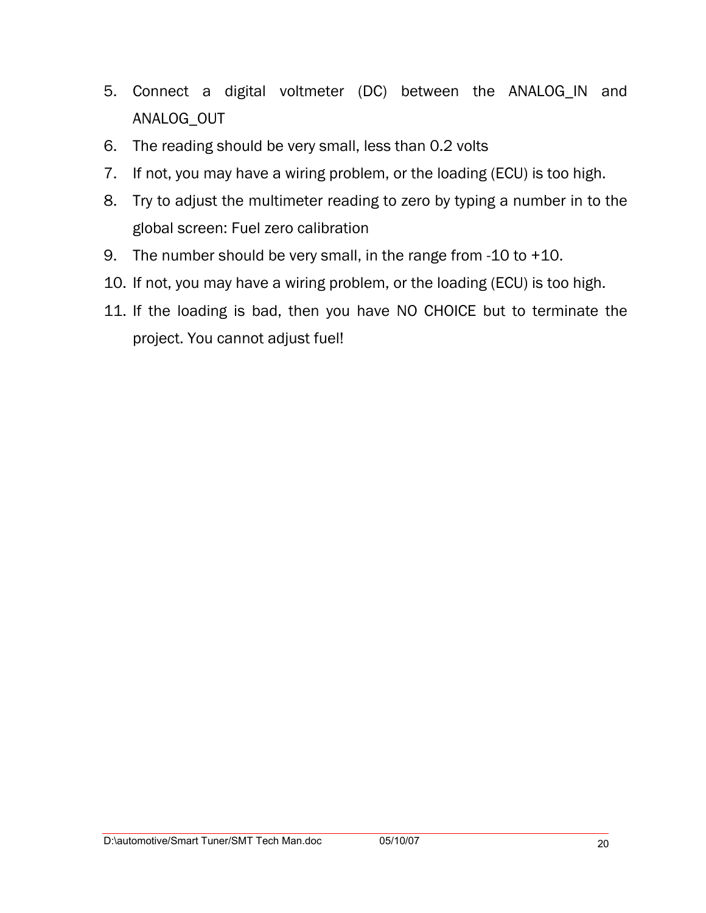5. Connect a digital voltmeter (DC) between the ANALOG_IN and ANALOG_OUT
6. The reading should be very small, less than 0.2 volts
7. If not, you may have a wiring problem, or the loading (ECU) is too high.
8. Try to adjust the multimeter reading to zero by typing a number in to the global screen: Fuel zero calibration
9. The number should be very small, in the range from -10 to +10.
10. If not, you may have a wiring problem, or the loading (ECU) is too high.
11. If the loading is bad, then you have NO CHOICE but to terminate the project. You cannot adjust fuel!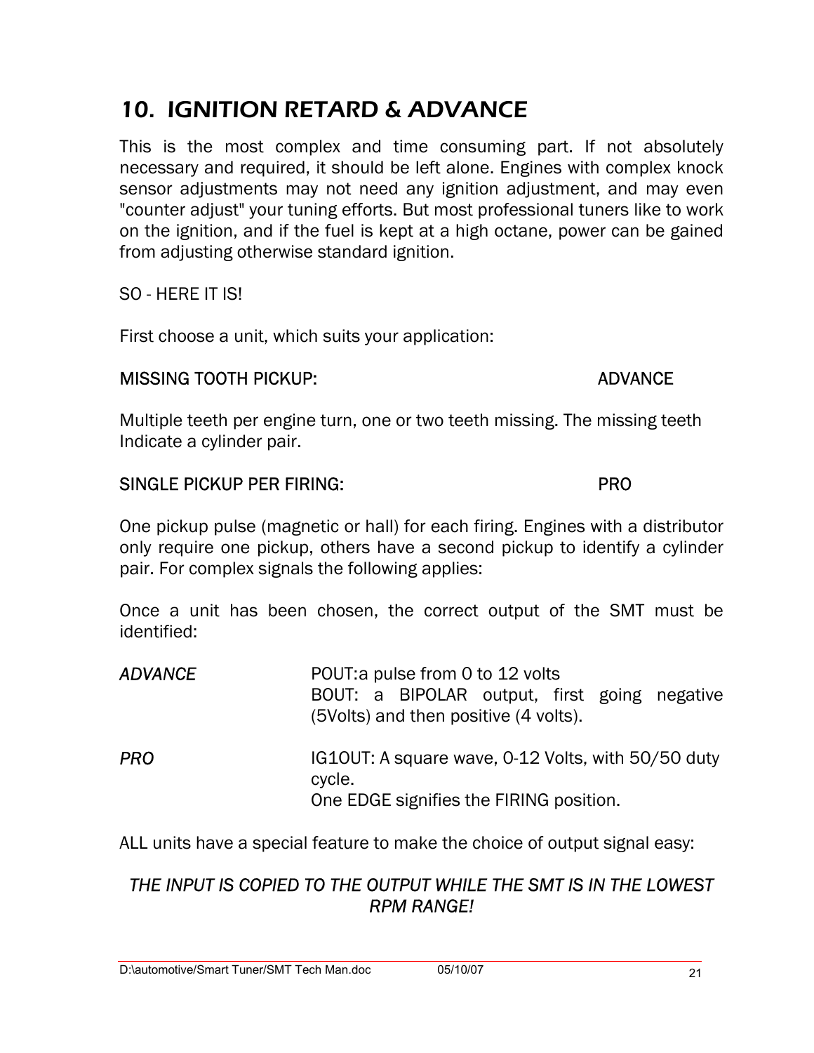# 10. IGNITION RETARD & ADVANCE

This is the most complex and time consuming part. If not absolutely necessary and required, it should be left alone. Engines with complex knock sensor adjustments may not need any ignition adjustment, and may even "counter adjust" your tuning efforts. But most professional tuners like to work on the ignition, and if the fuel is kept at a high octane, power can be gained from adjusting otherwise standard ignition.

SO - HERE IT IS!

First choose a unit, which suits your application:

MISSING TOOTH PICKUP: ADVANCE

Multiple teeth per engine turn, one or two teeth missing. The missing teeth Indicate a cylinder pair.

SINGLE PICKUP PER FIRING: PRO

One pickup pulse (magnetic or hall) for each firing. Engines with a distributor only require one pickup, others have a second pickup to identify a cylinder pair. For complex signals the following applies:

Once a unit has been chosen, the correct output of the SMT must be identified:

| | |
|---|---|
| *ADVANCE* | POUT:a pulse from 0 to 12 volts<br>BOUT: a BIPOLAR output, first going negative (5Volts) and then positive (4 volts). |
| *PRO* | IG1OUT: A square wave, 0-12 Volts, with 50/50 duty cycle.<br>One EDGE signifies the FIRING position. |

ALL units have a special feature to make the choice of output signal easy:

*THE INPUT IS COPIED TO THE OUTPUT WHILE THE SMT IS IN THE LOWEST RPM RANGE!*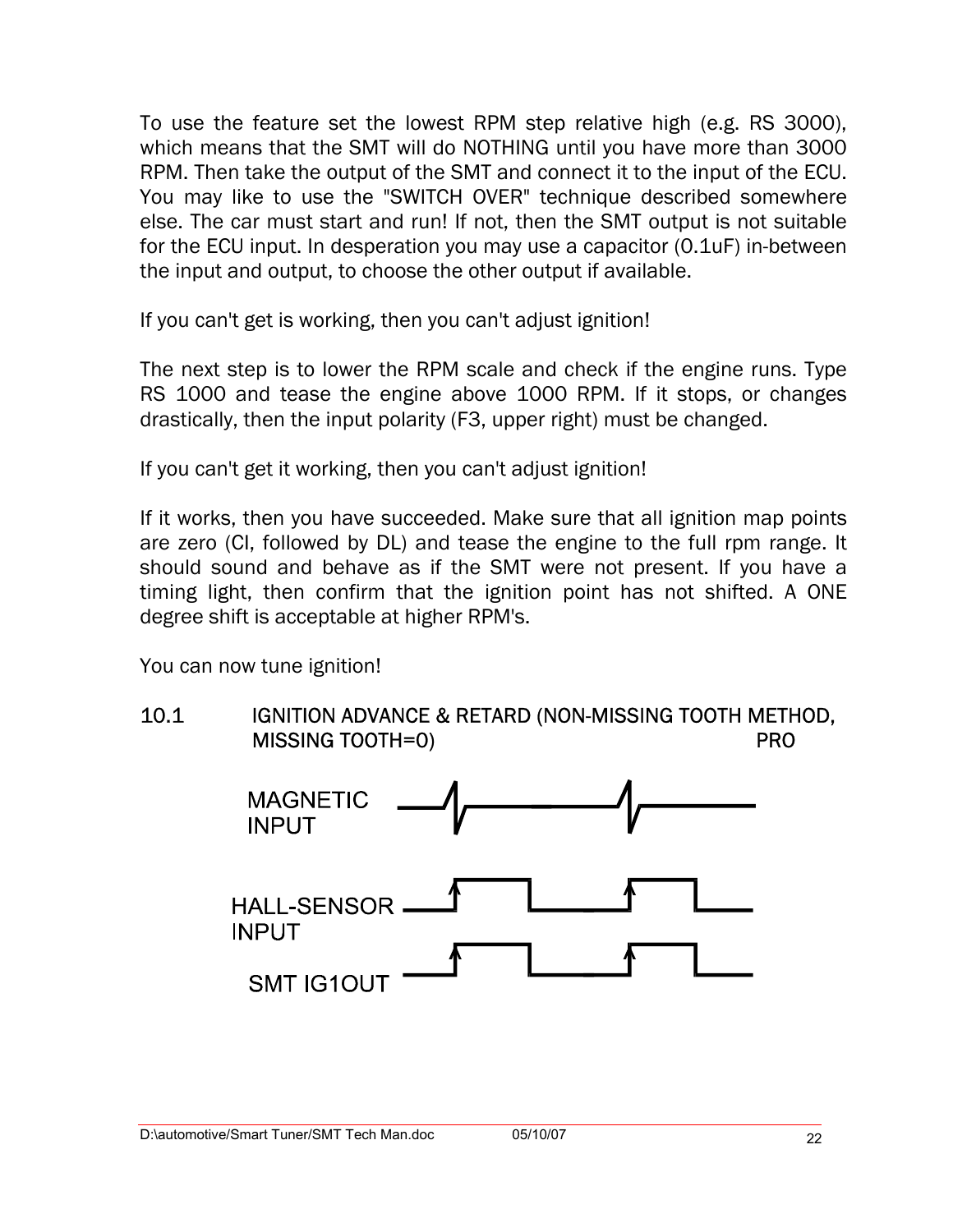To use the feature set the lowest RPM step relative high (e.g. RS 3000), which means that the SMT will do NOTHING until you have more than 3000 RPM. Then take the output of the SMT and connect it to the input of the ECU. You may like to use the "SWITCH OVER" technique described somewhere else. The car must start and run! If not, then the SMT output is not suitable for the ECU input. In desperation you may use a capacitor (0.1uF) in-between the input and output, to choose the other output if available.

If you can't get is working, then you can't adjust ignition!

The next step is to lower the RPM scale and check if the engine runs. Type RS 1000 and tease the engine above 1000 RPM. If it stops, or changes drastically, then the input polarity (F3, upper right) must be changed.

If you can't get it working, then you can't adjust ignition!

If it works, then you have succeeded. Make sure that all ignition map points are zero (CI, followed by DL) and tease the engine to the full rpm range. It should sound and behave as if the SMT were not present. If you have a timing light, then confirm that the ignition point has not shifted. A ONE degree shift is acceptable at higher RPM's.

You can now tune ignition!

## 10.1 IGNITION ADVANCE & RETARD (NON-MISSING TOOTH METHOD, MISSING TOOTH=0) PRO

MAGNETIC INPUT

HALL-SENSOR INPUT

SMT IG1OUT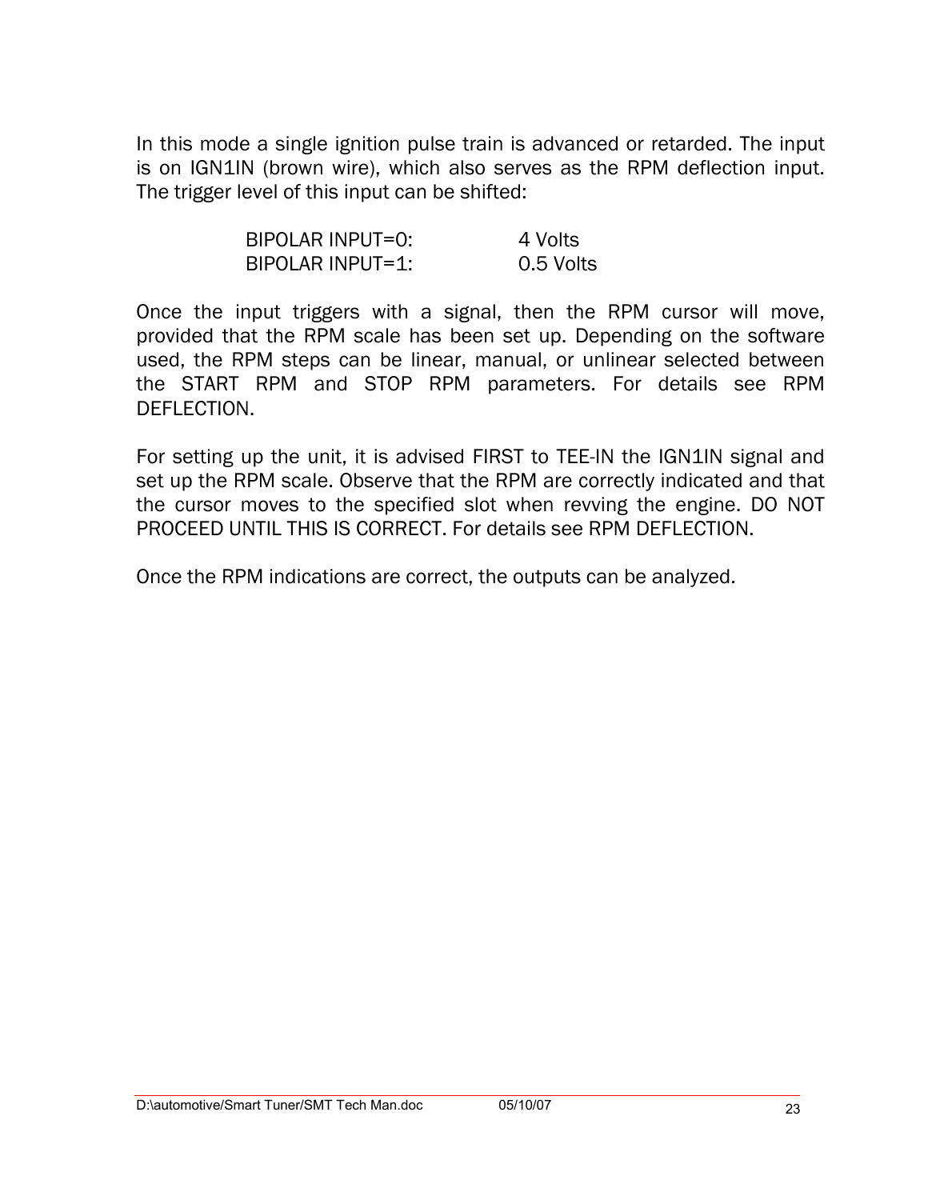In this mode a single ignition pulse train is advanced or retarded. The input is on IGN1IN (brown wire), which also serves as the RPM deflection input. The trigger level of this input can be shifted:

| | |
|---|---|
| BIPOLAR INPUT=0: | 4 Volts |
| BIPOLAR INPUT=1: | 0.5 Volts |

Once the input triggers with a signal, then the RPM cursor will move, provided that the RPM scale has been set up. Depending on the software used, the RPM steps can be linear, manual, or unlinear selected between the START RPM and STOP RPM parameters. For details see RPM DEFLECTION.

For setting up the unit, it is advised FIRST to TEE-IN the IGN1IN signal and set up the RPM scale. Observe that the RPM are correctly indicated and that the cursor moves to the specified slot when revving the engine. DO NOT PROCEED UNTIL THIS IS CORRECT. For details see RPM DEFLECTION.

Once the RPM indications are correct, the outputs can be analyzed.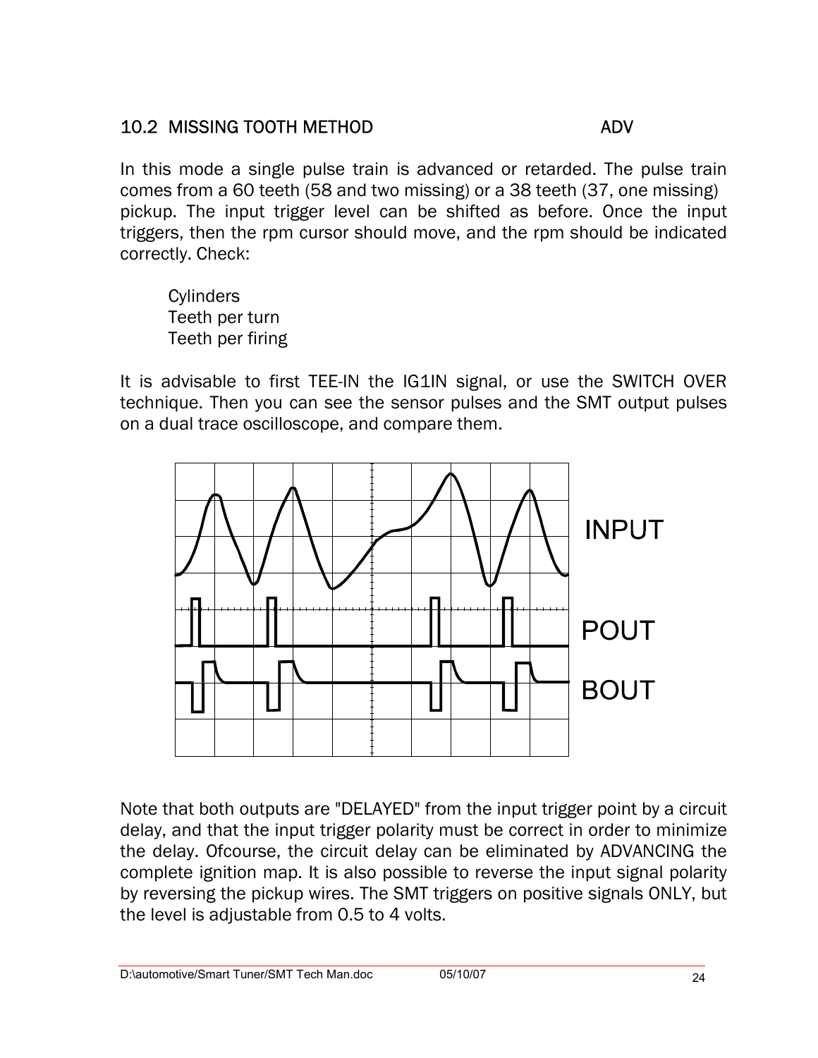## 10.2 MISSING TOOTH METHOD ADV

In this mode a single pulse train is advanced or retarded. The pulse train comes from a 60 teeth (58 and two missing) or a 38 teeth (37, one missing) pickup. The input trigger level can be shifted as before. Once the input triggers, then the rpm cursor should move, and the rpm should be indicated correctly. Check:

Cylinders
Teeth per turn
Teeth per firing

It is advisable to first TEE-IN the IG1IN signal, or use the SWITCH OVER technique. Then you can see the sensor pulses and the SMT output pulses on a dual trace oscilloscope, and compare them.

INPUT

POUT

BOUT

Note that both outputs are "DELAYED" from the input trigger point by a circuit delay, and that the input trigger polarity must be correct in order to minimize the delay. Ofcourse, the circuit delay can be eliminated by ADVANCING the complete ignition map. It is also possible to reverse the input signal polarity by reversing the pickup wires. The SMT triggers on positive signals ONLY, but the level is adjustable from 0.5 to 4 volts.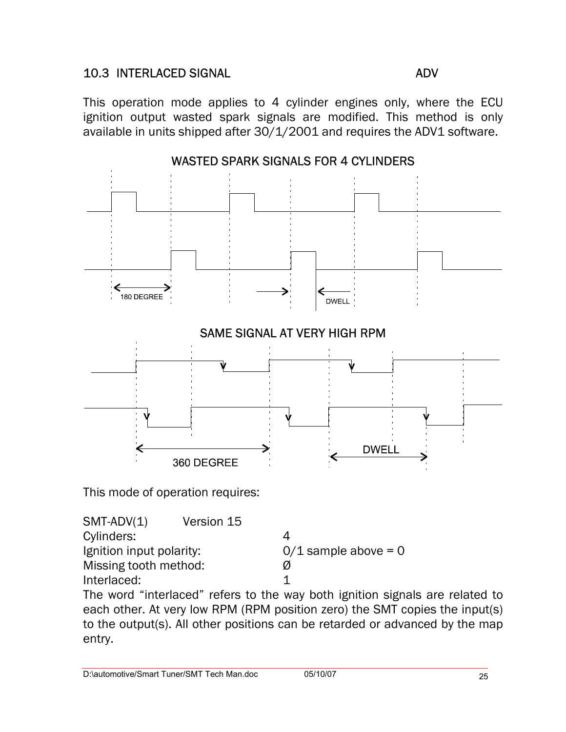## 10.3 INTERLACED SIGNAL ADV

This operation mode applies to 4 cylinder engines only, where the ECU ignition output wasted spark signals are modified. This method is only available in units shipped after 30/1/2001 and requires the ADV1 software.

WASTED SPARK SIGNALS FOR 4 CYLINDERS

180 DEGREE

DWELL

SAME SIGNAL AT VERY HIGH RPM

360 DEGREE

DWELL

This mode of operation requires:

SMT-ADV(1) Version 15

| | |
|---|---|
| Cylinders: | 4 |
| Ignition input polarity: | 0/1 sample above = 0 |
| Missing tooth method: | Ø |
| Interlaced: | 1 |

The word “interlaced” refers to the way both ignition signals are related to each other. At very low RPM (RPM position zero) the SMT copies the input(s) to the output(s). All other positions can be retarded or advanced by the map entry.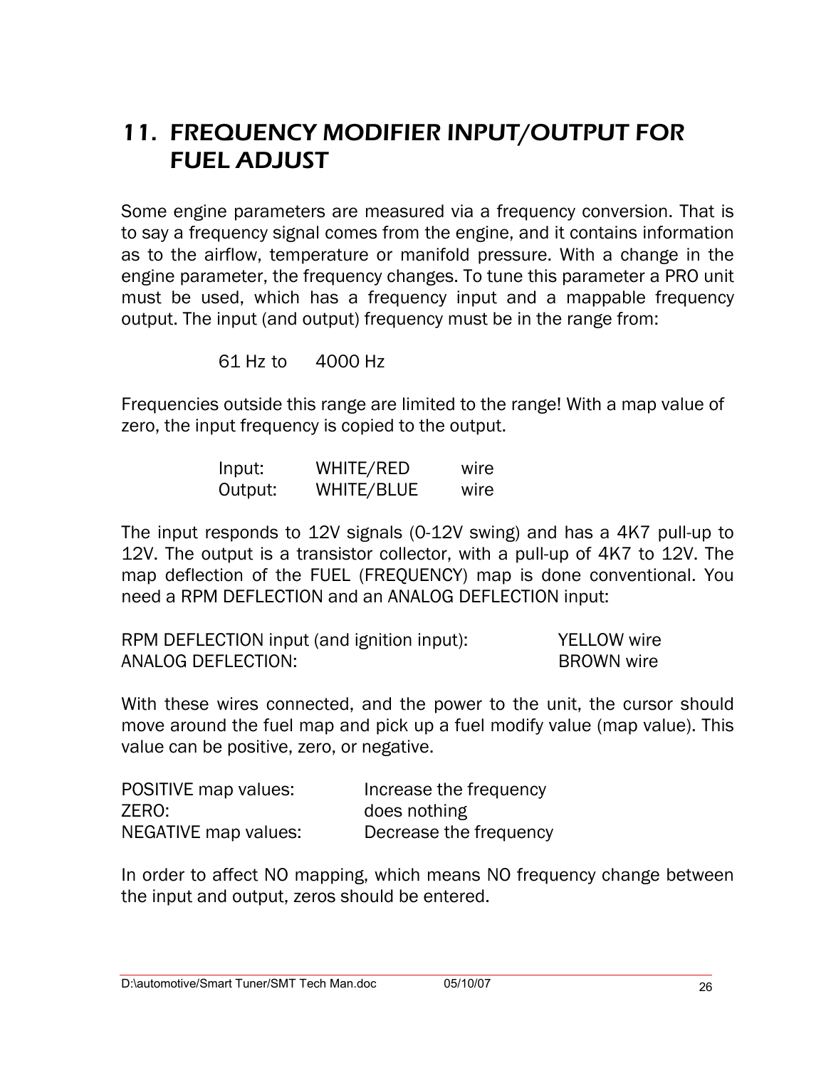# 11. FREQUENCY MODIFIER INPUT/OUTPUT FOR FUEL ADJUST

Some engine parameters are measured via a frequency conversion. That is to say a frequency signal comes from the engine, and it contains information as to the airflow, temperature or manifold pressure. With a change in the engine parameter, the frequency changes. To tune this parameter a PRO unit must be used, which has a frequency input and a mappable frequency output. The input (and output) frequency must be in the range from:

61 Hz to 4000 Hz

Frequencies outside this range are limited to the range! With a map value of zero, the input frequency is copied to the output.

| | | |
|---|---|---|
| Input: | WHITE/RED | wire |
| Output: | WHITE/BLUE | wire |

The input responds to 12V signals (0-12V swing) and has a 4K7 pull-up to 12V. The output is a transistor collector, with a pull-up of 4K7 to 12V. The map deflection of the FUEL (FREQUENCY) map is done conventional. You need a RPM DEFLECTION and an ANALOG DEFLECTION input:

| | |
|---|---|
| RPM DEFLECTION input (and ignition input): | YELLOW wire |
| ANALOG DEFLECTION: | BROWN wire |

With these wires connected, and the power to the unit, the cursor should move around the fuel map and pick up a fuel modify value (map value). This value can be positive, zero, or negative.

| | |
|---|---|
| POSITIVE map values: | Increase the frequency |
| ZERO: | does nothing |
| NEGATIVE map values: | Decrease the frequency |

In order to affect NO mapping, which means NO frequency change between the input and output, zeros should be entered.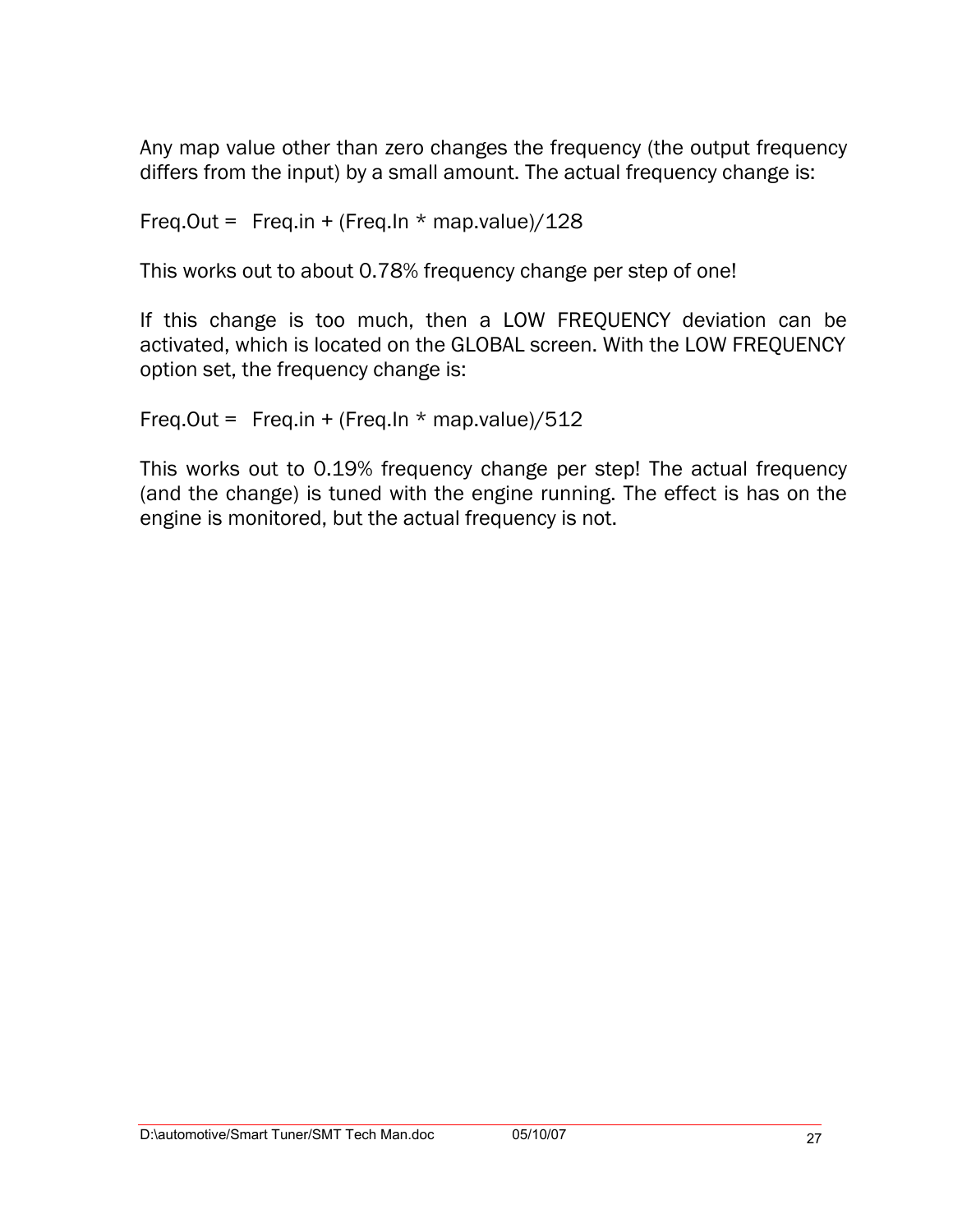Any map value other than zero changes the frequency (the output frequency differs from the input) by a small amount. The actual frequency change is:

Freq.Out = Freq.in + (Freq.In * map.value)/128

This works out to about 0.78% frequency change per step of one!

If this change is too much, then a LOW FREQUENCY deviation can be activated, which is located on the GLOBAL screen. With the LOW FREQUENCY option set, the frequency change is:

Freq.Out = Freq.in + (Freq.In * map.value)/512

This works out to 0.19% frequency change per step! The actual frequency (and the change) is tuned with the engine running. The effect is has on the engine is monitored, but the actual frequency is not.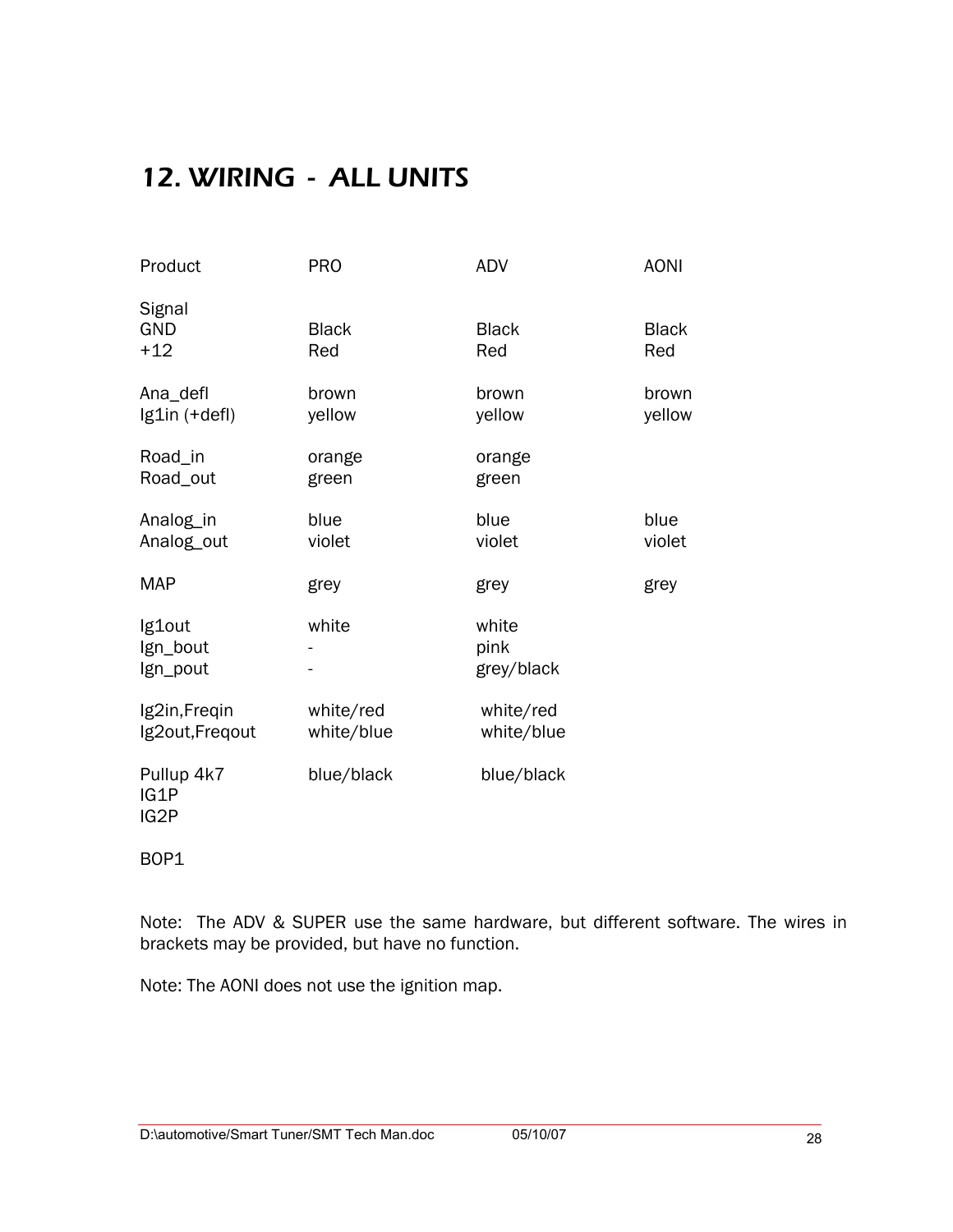# 12. WIRING - ALL UNITS

| Product | PRO | ADV | AONI |
|---|---|---|---|
| Signal | | | |
| GND | Black | Black | Black |
| +12 | Red | Red | Red |
| Ana_defl | brown | brown | brown |
| Ig1in (+defl) | yellow | yellow | yellow |
| Road_in | orange | orange | |
| Road_out | green | green | |
| Analog_in | blue | blue | blue |
| Analog_out | violet | violet | violet |
| MAP | grey | grey | grey |
| Ig1out | white | white | |
| Ign_bout | - | pink | |
| Ign_pout | - | grey/black | |
| Ig2in,Freqin | white/red | white/red | |
| Ig2out,Freqout | white/blue | white/blue | |
| Pullup 4k7 | blue/black | blue/black | |
| IG1P | | | |
| IG2P | | | |
| BOP1 | | | |

Note: The ADV & SUPER use the same hardware, but different software. The wires in brackets may be provided, but have no function.

Note: The AONI does not use the ignition map.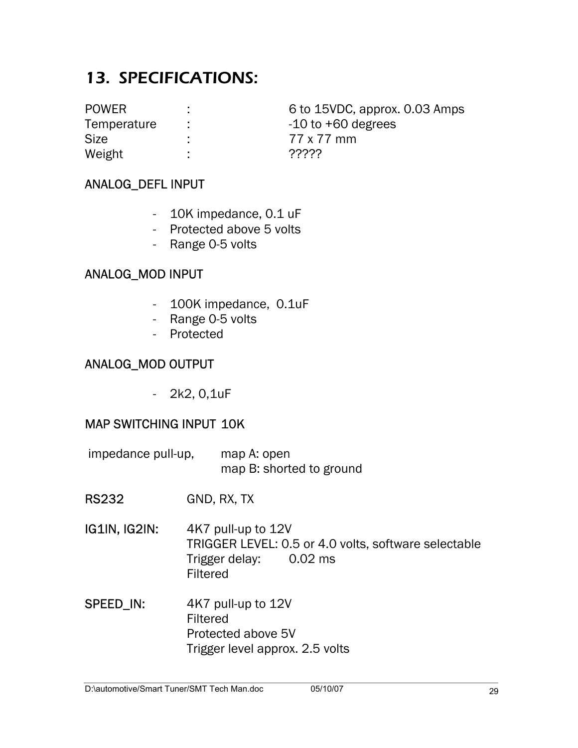## 13. SPECIFICATIONS:

| | | |
|---|---|---|
| POWER | : | 6 to 15VDC, approx. 0.03 Amps |
| Temperature | : | -10 to +60 degrees |
| Size | : | 77 x 77 mm |
| Weight | : | ????? |

### ANALOG_DEFL INPUT

- 10K impedance, 0.1 uF
- Protected above 5 volts
- Range 0-5 volts

### ANALOG_MOD INPUT

- 100K impedance, 0.1uF
- Range 0-5 volts
- Protected

### ANALOG_MOD OUTPUT

- 2k2, 0,1uF

### MAP SWITCHING INPUT 10K

impedance pull-up, map A: open
map B: shorted to ground

**RS232** GND, RX, TX

**IG1IN, IG2IN:** 4K7 pull-up to 12V
TRIGGER LEVEL: 0.5 or 4.0 volts, software selectable
Trigger delay: 0.02 ms
Filtered

**SPEED_IN:** 4K7 pull-up to 12V
Filtered
Protected above 5V
Trigger level approx. 2.5 volts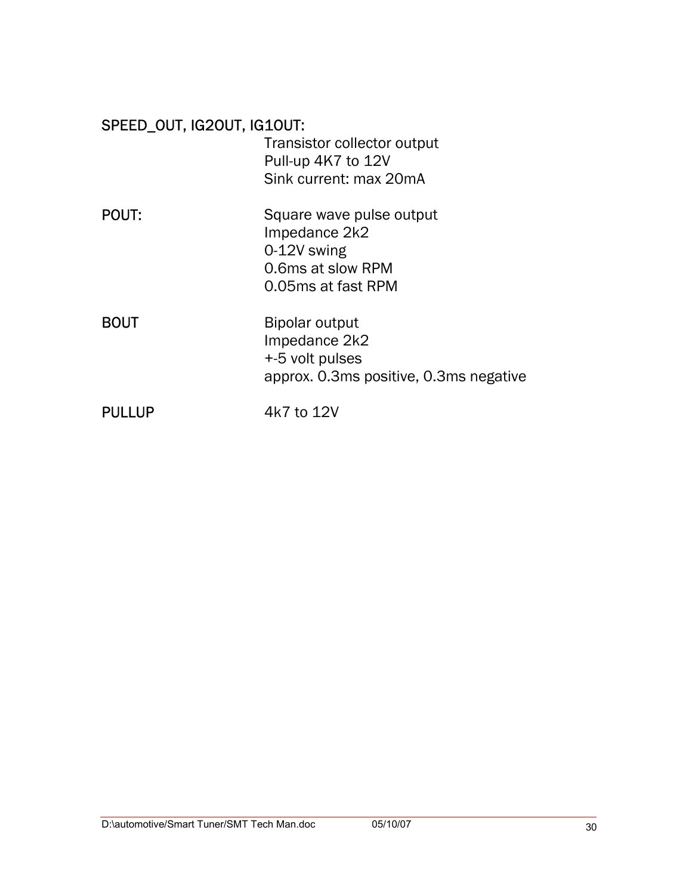**SPEED_OUT, IG2OUT, IG1OUT:**

Transistor collector output
Pull-up 4K7 to 12V
Sink current: max 20mA

**POUT:**

Square wave pulse output
Impedance 2k2
0-12V swing
0.6ms at slow RPM
0.05ms at fast RPM

**BOUT**

Bipolar output
Impedance 2k2
+-5 volt pulses
approx. 0.3ms positive, 0.3ms negative

**PULLUP**

4k7 to 12V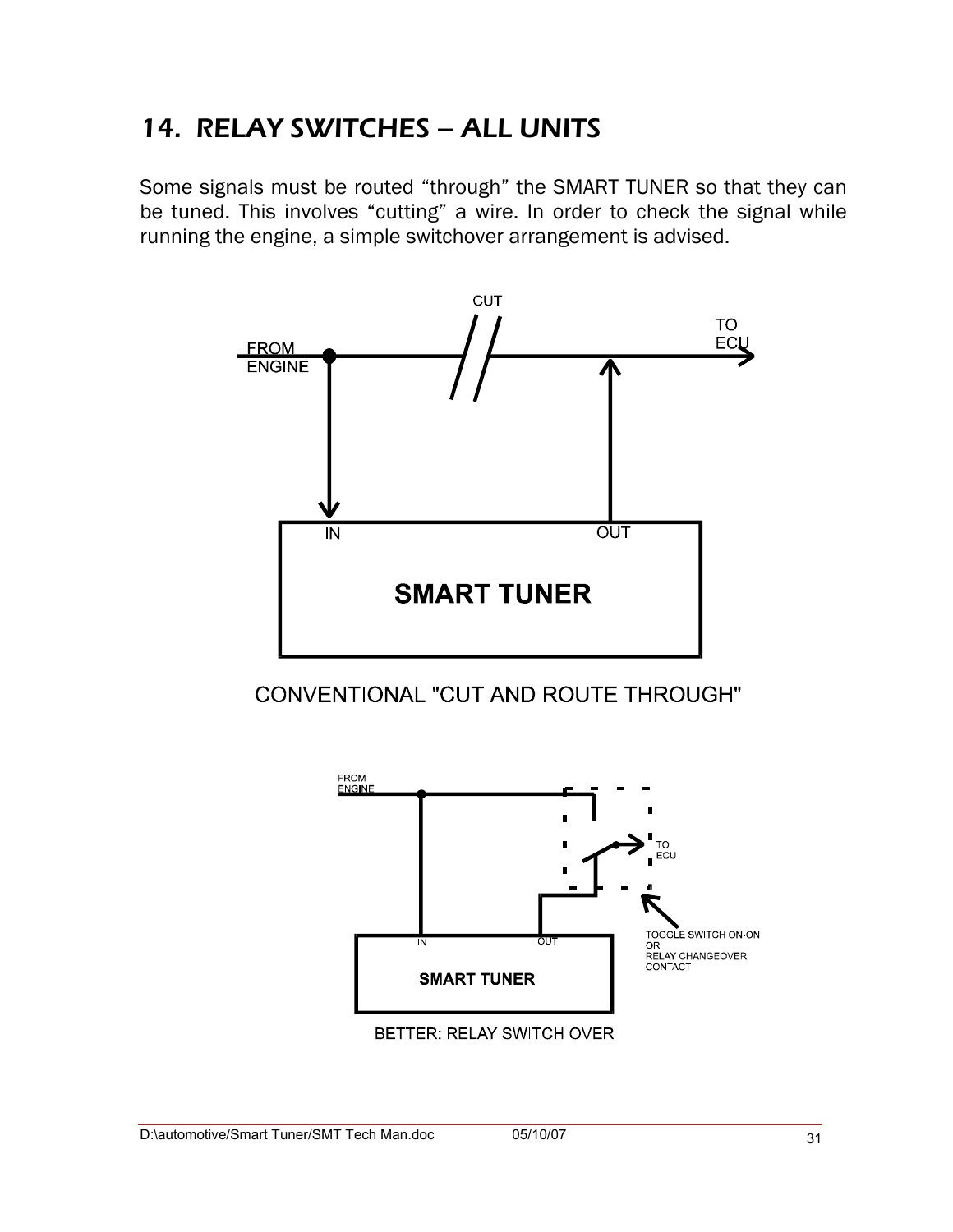# 14. RELAY SWITCHES – ALL UNITS

Some signals must be routed "through" the SMART TUNER so that they can be tuned. This involves "cutting" a wire. In order to check the signal while running the engine, a simple switchover arrangement is advised.

CUT

FROM ENGINE

TO ECU

IN

OUT

SMART TUNER

CONVENTIONAL "CUT AND ROUTE THROUGH"

FROM ENGINE

TO ECU

IN

OUT

SMART TUNER

TOGGLE SWITCH ON-ON OR RELAY CHANGEOVER CONTACT

BETTER: RELAY SWITCH OVER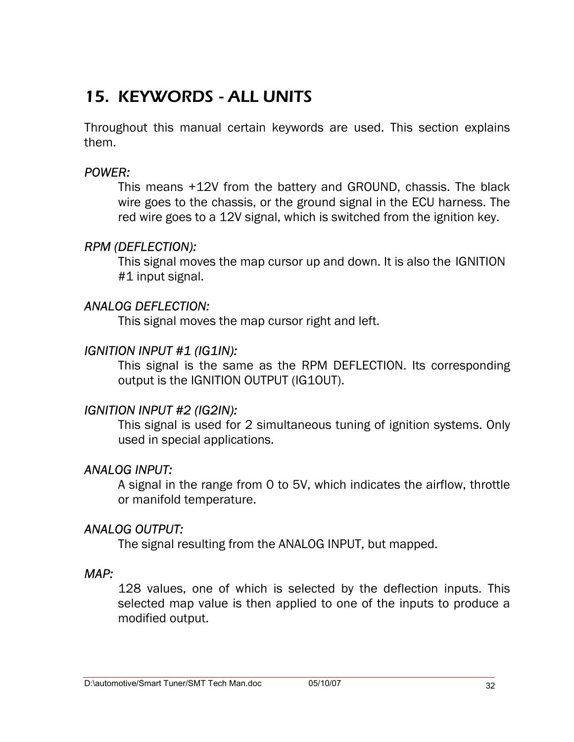# 15. KEYWORDS - ALL UNITS

Throughout this manual certain keywords are used. This section explains them.

*POWER:*

This means +12V from the battery and GROUND, chassis. The black wire goes to the chassis, or the ground signal in the ECU harness. The red wire goes to a 12V signal, which is switched from the ignition key.

*RPM (DEFLECTION):*

This signal moves the map cursor up and down. It is also the IGNITION #1 input signal.

*ANALOG DEFLECTION:*

This signal moves the map cursor right and left.

*IGNITION INPUT #1 (IG1IN):*

This signal is the same as the RPM DEFLECTION. Its corresponding output is the IGNITION OUTPUT (IG1OUT).

*IGNITION INPUT #2 (IG2IN):*

This signal is used for 2 simultaneous tuning of ignition systems. Only used in special applications.

*ANALOG INPUT:*

A signal in the range from 0 to 5V, which indicates the airflow, throttle or manifold temperature.

*ANALOG OUTPUT:*

The signal resulting from the ANALOG INPUT, but mapped.

*MAP:*

128 values, one of which is selected by the deflection inputs. This selected map value is then applied to one of the inputs to produce a modified output.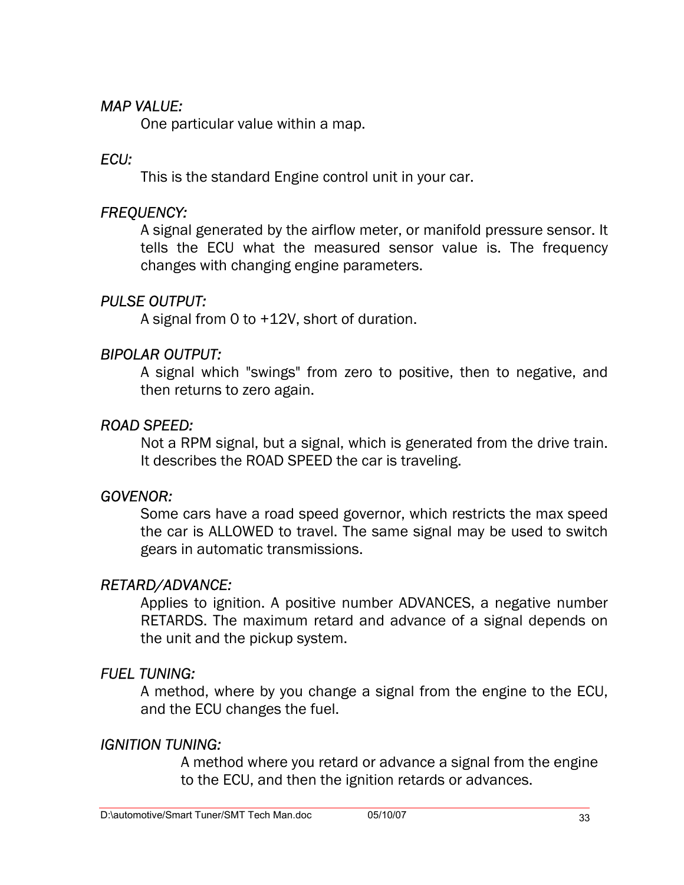*MAP VALUE:*

One particular value within a map.

*ECU:*

This is the standard Engine control unit in your car.

*FREQUENCY:*

A signal generated by the airflow meter, or manifold pressure sensor. It tells the ECU what the measured sensor value is. The frequency changes with changing engine parameters.

*PULSE OUTPUT:*

A signal from 0 to +12V, short of duration.

*BIPOLAR OUTPUT:*

A signal which "swings" from zero to positive, then to negative, and then returns to zero again.

*ROAD SPEED:*

Not a RPM signal, but a signal, which is generated from the drive train. It describes the ROAD SPEED the car is traveling.

*GOVENOR:*

Some cars have a road speed governor, which restricts the max speed the car is ALLOWED to travel. The same signal may be used to switch gears in automatic transmissions.

*RETARD/ADVANCE:*

Applies to ignition. A positive number ADVANCES, a negative number RETARDS. The maximum retard and advance of a signal depends on the unit and the pickup system.

*FUEL TUNING:*

A method, where by you change a signal from the engine to the ECU, and the ECU changes the fuel.

*IGNITION TUNING:*

A method where you retard or advance a signal from the engine to the ECU, and then the ignition retards or advances.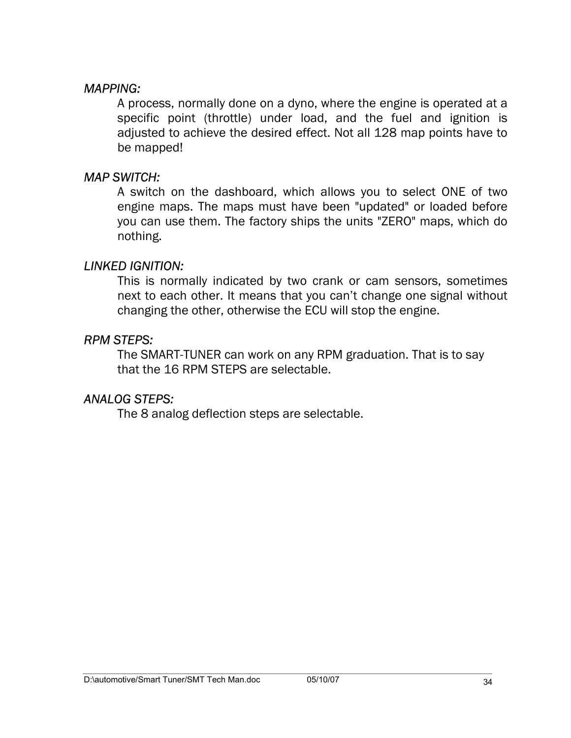*MAPPING:*

A process, normally done on a dyno, where the engine is operated at a specific point (throttle) under load, and the fuel and ignition is adjusted to achieve the desired effect. Not all 128 map points have to be mapped!

*MAP SWITCH:*

A switch on the dashboard, which allows you to select ONE of two engine maps. The maps must have been "updated" or loaded before you can use them. The factory ships the units "ZERO" maps, which do nothing.

*LINKED IGNITION:*

This is normally indicated by two crank or cam sensors, sometimes next to each other. It means that you can't change one signal without changing the other, otherwise the ECU will stop the engine.

*RPM STEPS:*

The SMART-TUNER can work on any RPM graduation. That is to say that the 16 RPM STEPS are selectable.

*ANALOG STEPS:*

The 8 analog deflection steps are selectable.